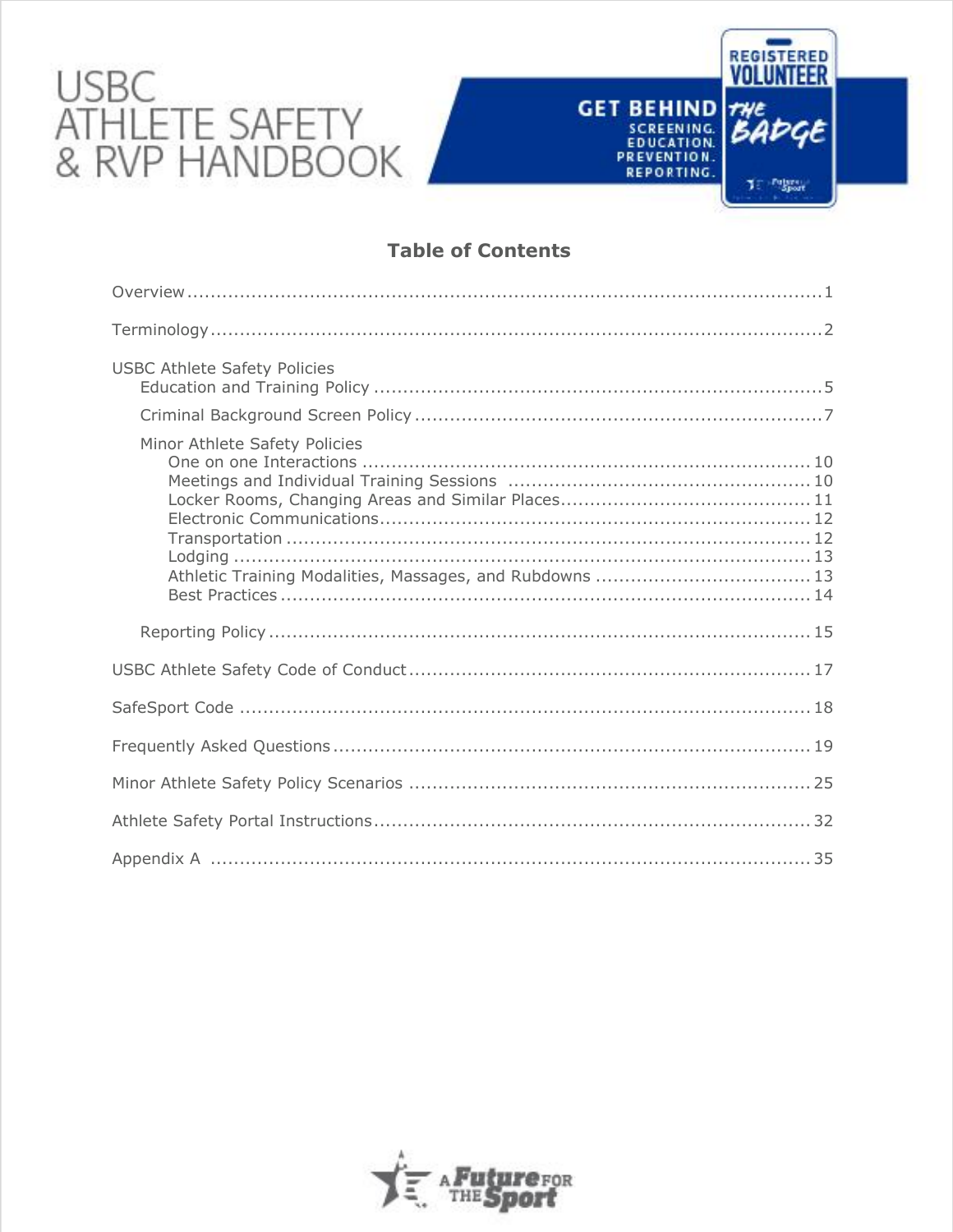# USBC ATHLETE SAFETY & RVP HANDBOOK

GET BEHIND THE BADGE

SCREENING. EDUCATION. PREVENTION. REPORTING.

REGISTERED VOLUNTEER

## Table of Contents

Overview ........................................................................................................ 1

Terminology .................................................................................................... 2

USBC Athlete Safety Policies

- Education and Training Policy ........................................................................ 5
- Criminal Background Screen Policy ................................................................ 7
- Minor Athlete Safety Policies
  - One on one Interactions ....................................................................... 10
  - Meetings and Individual Training Sessions .............................................. 10
  - Locker Rooms, Changing Areas and Similar Places ..................................... 11
  - Electronic Communications .................................................................... 12
  - Transportation ..................................................................................... 12
  - Lodging .............................................................................................. 13
  - Athletic Training Modalities, Massages, and Rubdowns ................................ 13
  - Best Practices ...................................................................................... 14
- Reporting Policy ....................................................................................... 15

USBC Athlete Safety Code of Conduct ................................................................ 17

SafeSport Code .............................................................................................. 18

Frequently Asked Questions ............................................................................. 19

Minor Athlete Safety Policy Scenarios ................................................................ 25

Athlete Safety Portal Instructions ...................................................................... 32

Appendix A ................................................................................................... 35

A Future for the Sport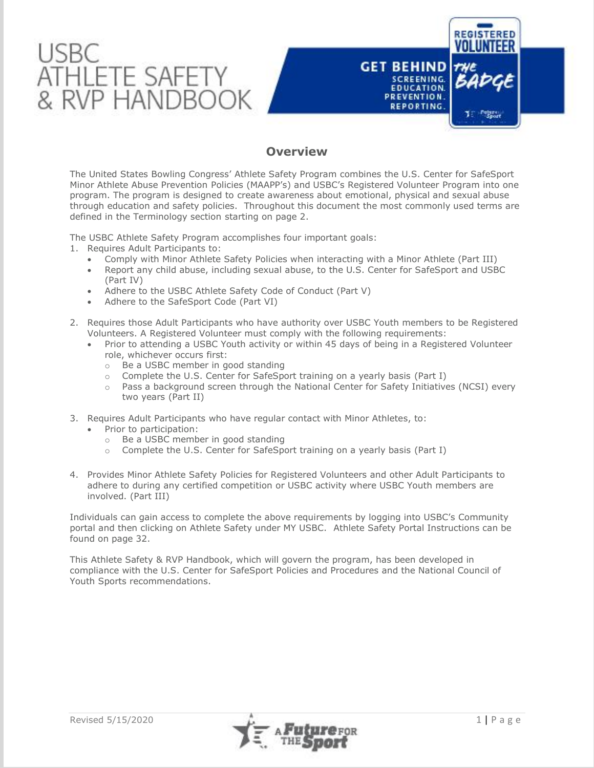# USBC ATHLETE SAFETY & RVP HANDBOOK

GET BEHIND THE BADGE
SCREENING. EDUCATION. PREVENTION. REPORTING.

REGISTERED VOLUNTEER

## Overview

The United States Bowling Congress' Athlete Safety Program combines the U.S. Center for SafeSport Minor Athlete Abuse Prevention Policies (MAAPP's) and USBC's Registered Volunteer Program into one program. The program is designed to create awareness about emotional, physical and sexual abuse through education and safety policies. Throughout this document the most commonly used terms are defined in the Terminology section starting on page 2.

The USBC Athlete Safety Program accomplishes four important goals:

1. Requires Adult Participants to:
   - Comply with Minor Athlete Safety Policies when interacting with a Minor Athlete (Part III)
   - Report any child abuse, including sexual abuse, to the U.S. Center for SafeSport and USBC (Part IV)
   - Adhere to the USBC Athlete Safety Code of Conduct (Part V)
   - Adhere to the SafeSport Code (Part VI)

2. Requires those Adult Participants who have authority over USBC Youth members to be Registered Volunteers. A Registered Volunteer must comply with the following requirements:
   - Prior to attending a USBC Youth activity or within 45 days of being in a Registered Volunteer role, whichever occurs first:
     - Be a USBC member in good standing
     - Complete the U.S. Center for SafeSport training on a yearly basis (Part I)
     - Pass a background screen through the National Center for Safety Initiatives (NCSI) every two years (Part II)

3. Requires Adult Participants who have regular contact with Minor Athletes, to:
   - Prior to participation:
     - Be a USBC member in good standing
     - Complete the U.S. Center for SafeSport training on a yearly basis (Part I)

4. Provides Minor Athlete Safety Policies for Registered Volunteers and other Adult Participants to adhere to during any certified competition or USBC activity where USBC Youth members are involved. (Part III)

Individuals can gain access to complete the above requirements by logging into USBC's Community portal and then clicking on Athlete Safety under MY USBC. Athlete Safety Portal Instructions can be found on page 32.

This Athlete Safety & RVP Handbook, which will govern the program, has been developed in compliance with the U.S. Center for SafeSport Policies and Procedures and the National Council of Youth Sports recommendations.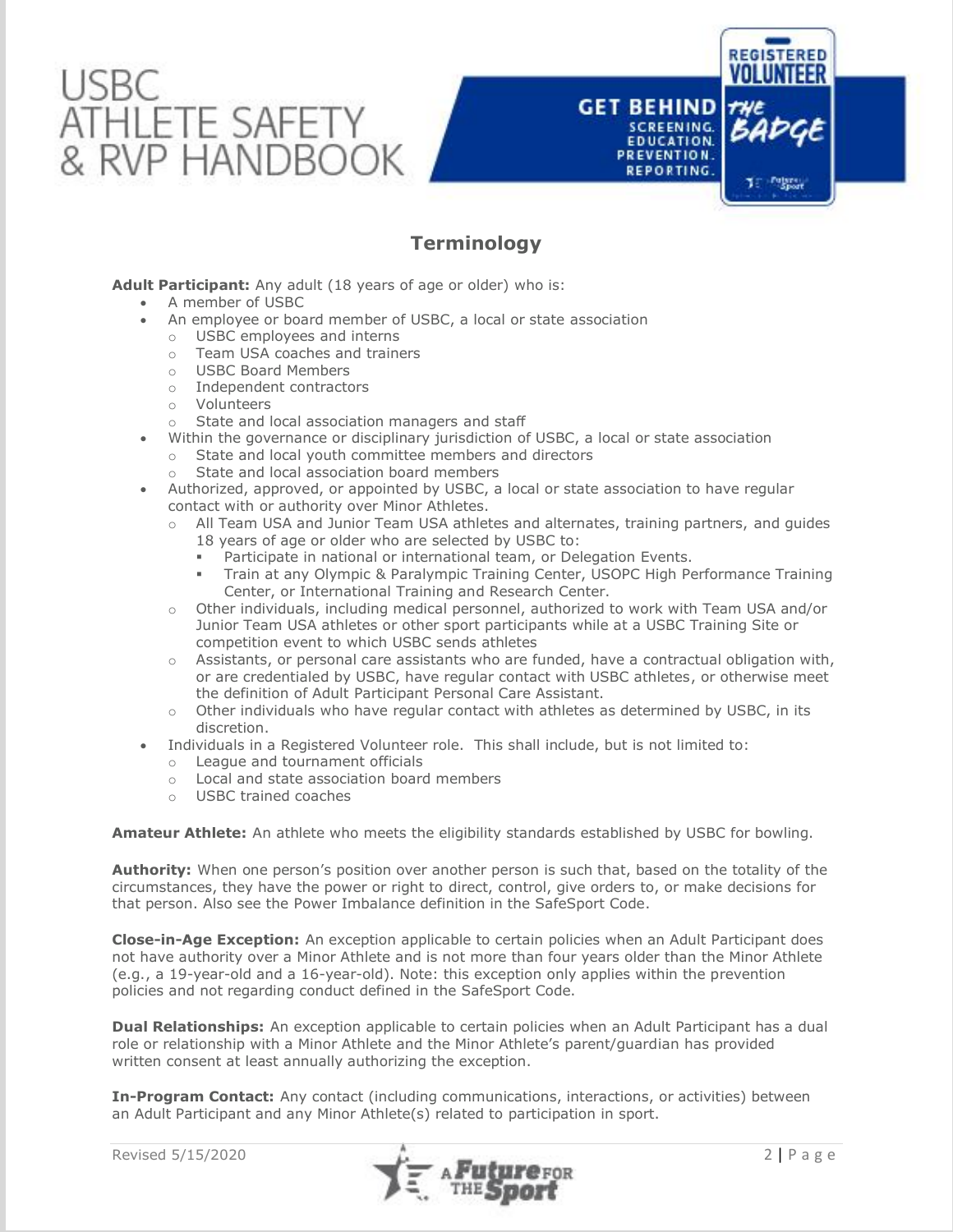## Terminology

**Adult Participant:** Any adult (18 years of age or older) who is:

- A member of USBC
- An employee or board member of USBC, a local or state association
  - USBC employees and interns
  - Team USA coaches and trainers
  - USBC Board Members
  - Independent contractors
  - Volunteers
  - State and local association managers and staff
- Within the governance or disciplinary jurisdiction of USBC, a local or state association
  - State and local youth committee members and directors
  - State and local association board members
- Authorized, approved, or appointed by USBC, a local or state association to have regular contact with or authority over Minor Athletes.
  - All Team USA and Junior Team USA athletes and alternates, training partners, and guides 18 years of age or older who are selected by USBC to:
    - Participate in national or international team, or Delegation Events.
    - Train at any Olympic & Paralympic Training Center, USOPC High Performance Training Center, or International Training and Research Center.
  - Other individuals, including medical personnel, authorized to work with Team USA and/or Junior Team USA athletes or other sport participants while at a USBC Training Site or competition event to which USBC sends athletes
  - Assistants, or personal care assistants who are funded, have a contractual obligation with, or are credentialed by USBC, have regular contact with USBC athletes, or otherwise meet the definition of Adult Participant Personal Care Assistant.
  - Other individuals who have regular contact with athletes as determined by USBC, in its discretion.
- Individuals in a Registered Volunteer role. This shall include, but is not limited to:
  - League and tournament officials
  - Local and state association board members
  - USBC trained coaches

**Amateur Athlete:** An athlete who meets the eligibility standards established by USBC for bowling.

**Authority:** When one person's position over another person is such that, based on the totality of the circumstances, they have the power or right to direct, control, give orders to, or make decisions for that person. Also see the Power Imbalance definition in the SafeSport Code.

**Close-in-Age Exception:** An exception applicable to certain policies when an Adult Participant does not have authority over a Minor Athlete and is not more than four years older than the Minor Athlete (e.g., a 19-year-old and a 16-year-old). Note: this exception only applies within the prevention policies and not regarding conduct defined in the SafeSport Code.

**Dual Relationships:** An exception applicable to certain policies when an Adult Participant has a dual role or relationship with a Minor Athlete and the Minor Athlete's parent/guardian has provided written consent at least annually authorizing the exception.

**In-Program Contact:** Any contact (including communications, interactions, or activities) between an Adult Participant and any Minor Athlete(s) related to participation in sport.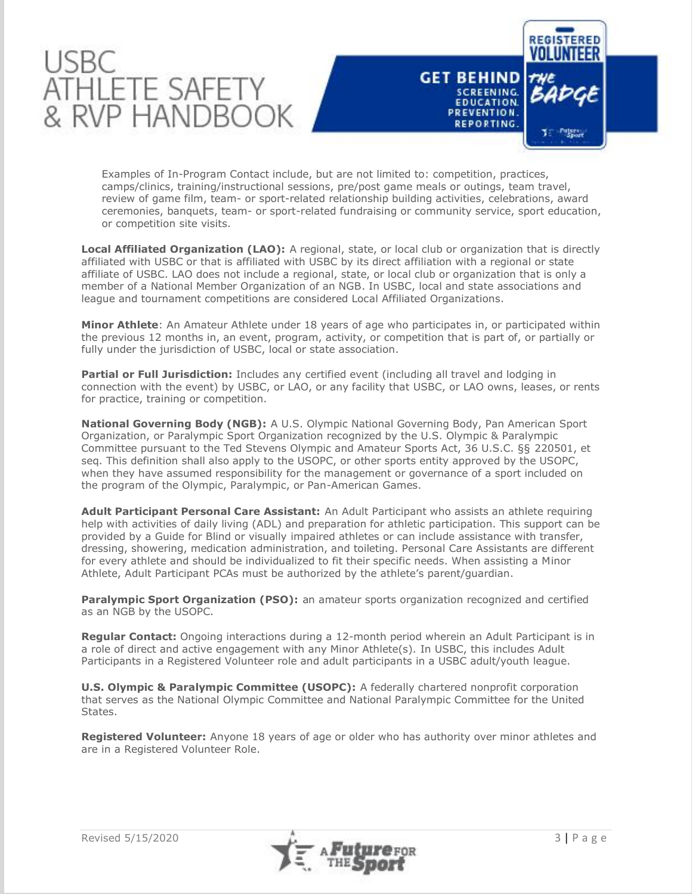Examples of In-Program Contact include, but are not limited to: competition, practices, camps/clinics, training/instructional sessions, pre/post game meals or outings, team travel, review of game film, team- or sport-related relationship building activities, celebrations, award ceremonies, banquets, team- or sport-related fundraising or community service, sport education, or competition site visits.

**Local Affiliated Organization (LAO):** A regional, state, or local club or organization that is directly affiliated with USBC or that is affiliated with USBC by its direct affiliation with a regional or state affiliate of USBC. LAO does not include a regional, state, or local club or organization that is only a member of a National Member Organization of an NGB. In USBC, local and state associations and league and tournament competitions are considered Local Affiliated Organizations.

**Minor Athlete**: An Amateur Athlete under 18 years of age who participates in, or participated within the previous 12 months in, an event, program, activity, or competition that is part of, or partially or fully under the jurisdiction of USBC, local or state association.

**Partial or Full Jurisdiction:** Includes any certified event (including all travel and lodging in connection with the event) by USBC, or LAO, or any facility that USBC, or LAO owns, leases, or rents for practice, training or competition.

**National Governing Body (NGB):** A U.S. Olympic National Governing Body, Pan American Sport Organization, or Paralympic Sport Organization recognized by the U.S. Olympic & Paralympic Committee pursuant to the Ted Stevens Olympic and Amateur Sports Act, 36 U.S.C. §§ 220501, et seq. This definition shall also apply to the USOPC, or other sports entity approved by the USOPC, when they have assumed responsibility for the management or governance of a sport included on the program of the Olympic, Paralympic, or Pan-American Games.

**Adult Participant Personal Care Assistant:** An Adult Participant who assists an athlete requiring help with activities of daily living (ADL) and preparation for athletic participation. This support can be provided by a Guide for Blind or visually impaired athletes or can include assistance with transfer, dressing, showering, medication administration, and toileting. Personal Care Assistants are different for every athlete and should be individualized to fit their specific needs. When assisting a Minor Athlete, Adult Participant PCAs must be authorized by the athlete's parent/guardian.

**Paralympic Sport Organization (PSO):** an amateur sports organization recognized and certified as an NGB by the USOPC.

**Regular Contact:** Ongoing interactions during a 12-month period wherein an Adult Participant is in a role of direct and active engagement with any Minor Athlete(s). In USBC, this includes Adult Participants in a Registered Volunteer role and adult participants in a USBC adult/youth league.

**U.S. Olympic & Paralympic Committee (USOPC):** A federally chartered nonprofit corporation that serves as the National Olympic Committee and National Paralympic Committee for the United States.

**Registered Volunteer:** Anyone 18 years of age or older who has authority over minor athletes and are in a Registered Volunteer Role.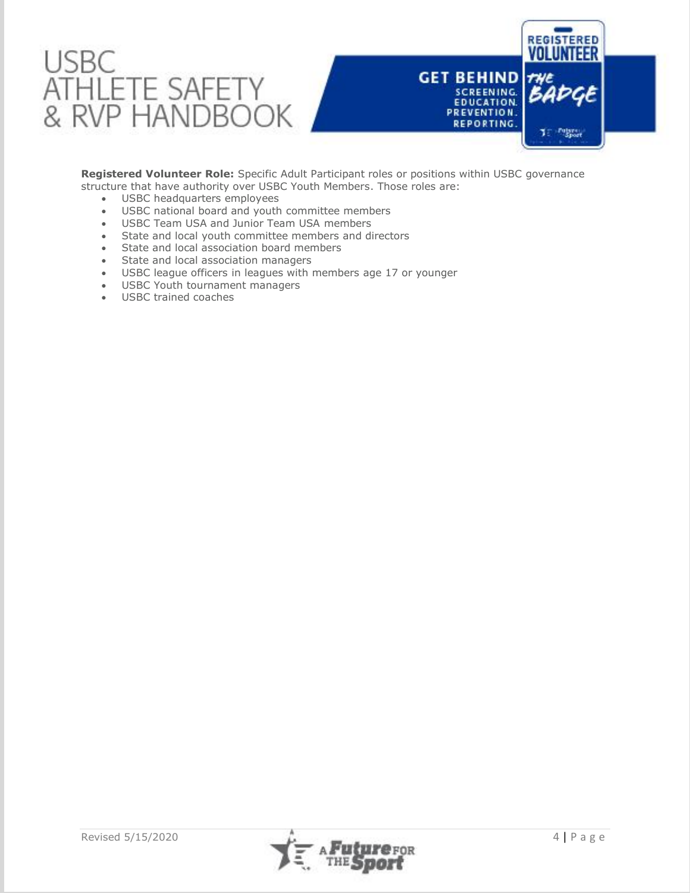**Registered Volunteer Role:** Specific Adult Participant roles or positions within USBC governance structure that have authority over USBC Youth Members. Those roles are:

- USBC headquarters employees
- USBC national board and youth committee members
- USBC Team USA and Junior Team USA members
- State and local youth committee members and directors
- State and local association board members
- State and local association managers
- USBC league officers in leagues with members age 17 or younger
- USBC Youth tournament managers
- USBC trained coaches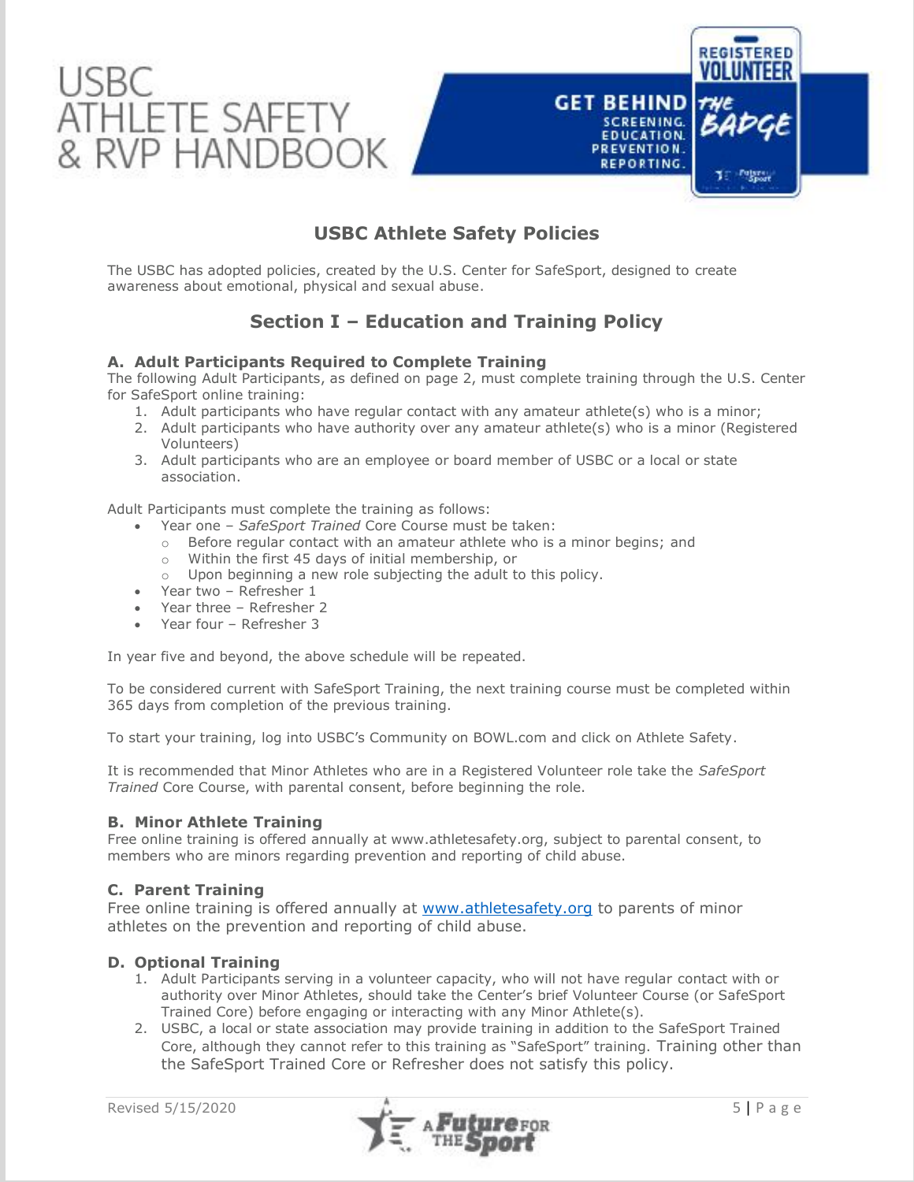# USBC Athlete Safety Policies

The USBC has adopted policies, created by the U.S. Center for SafeSport, designed to create awareness about emotional, physical and sexual abuse.

## Section I – Education and Training Policy

### A. Adult Participants Required to Complete Training

The following Adult Participants, as defined on page 2, must complete training through the U.S. Center for SafeSport online training:

1. Adult participants who have regular contact with any amateur athlete(s) who is a minor;
2. Adult participants who have authority over any amateur athlete(s) who is a minor (Registered Volunteers)
3. Adult participants who are an employee or board member of USBC or a local or state association.

Adult Participants must complete the training as follows:

- Year one – *SafeSport Trained* Core Course must be taken:
  - Before regular contact with an amateur athlete who is a minor begins; and
  - Within the first 45 days of initial membership, or
  - Upon beginning a new role subjecting the adult to this policy.
- Year two – Refresher 1
- Year three – Refresher 2
- Year four – Refresher 3

In year five and beyond, the above schedule will be repeated.

To be considered current with SafeSport Training, the next training course must be completed within 365 days from completion of the previous training.

To start your training, log into USBC's Community on BOWL.com and click on Athlete Safety.

It is recommended that Minor Athletes who are in a Registered Volunteer role take the *SafeSport Trained* Core Course, with parental consent, before beginning the role.

### B. Minor Athlete Training

Free online training is offered annually at www.athletesafety.org, subject to parental consent, to members who are minors regarding prevention and reporting of child abuse.

### C. Parent Training

Free online training is offered annually at www.athletesafety.org to parents of minor athletes on the prevention and reporting of child abuse.

### D. Optional Training

1. Adult Participants serving in a volunteer capacity, who will not have regular contact with or authority over Minor Athletes, should take the Center's brief Volunteer Course (or SafeSport Trained Core) before engaging or interacting with any Minor Athlete(s).
2. USBC, a local or state association may provide training in addition to the SafeSport Trained Core, although they cannot refer to this training as "SafeSport" training. Training other than the SafeSport Trained Core or Refresher does not satisfy this policy.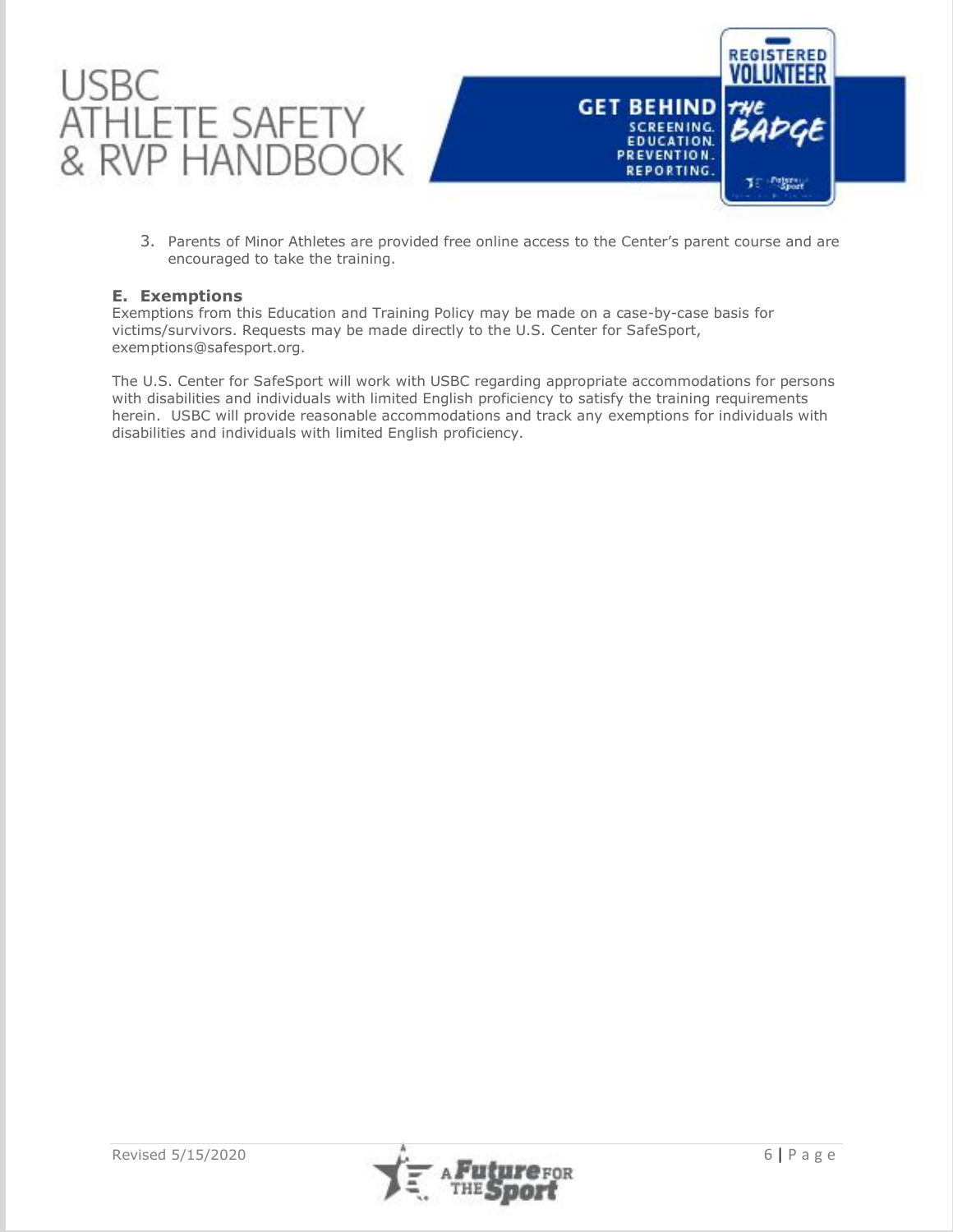3. Parents of Minor Athletes are provided free online access to the Center's parent course and are encouraged to take the training.

### E. Exemptions

Exemptions from this Education and Training Policy may be made on a case-by-case basis for victims/survivors. Requests may be made directly to the U.S. Center for SafeSport, exemptions@safesport.org.

The U.S. Center for SafeSport will work with USBC regarding appropriate accommodations for persons with disabilities and individuals with limited English proficiency to satisfy the training requirements herein. USBC will provide reasonable accommodations and track any exemptions for individuals with disabilities and individuals with limited English proficiency.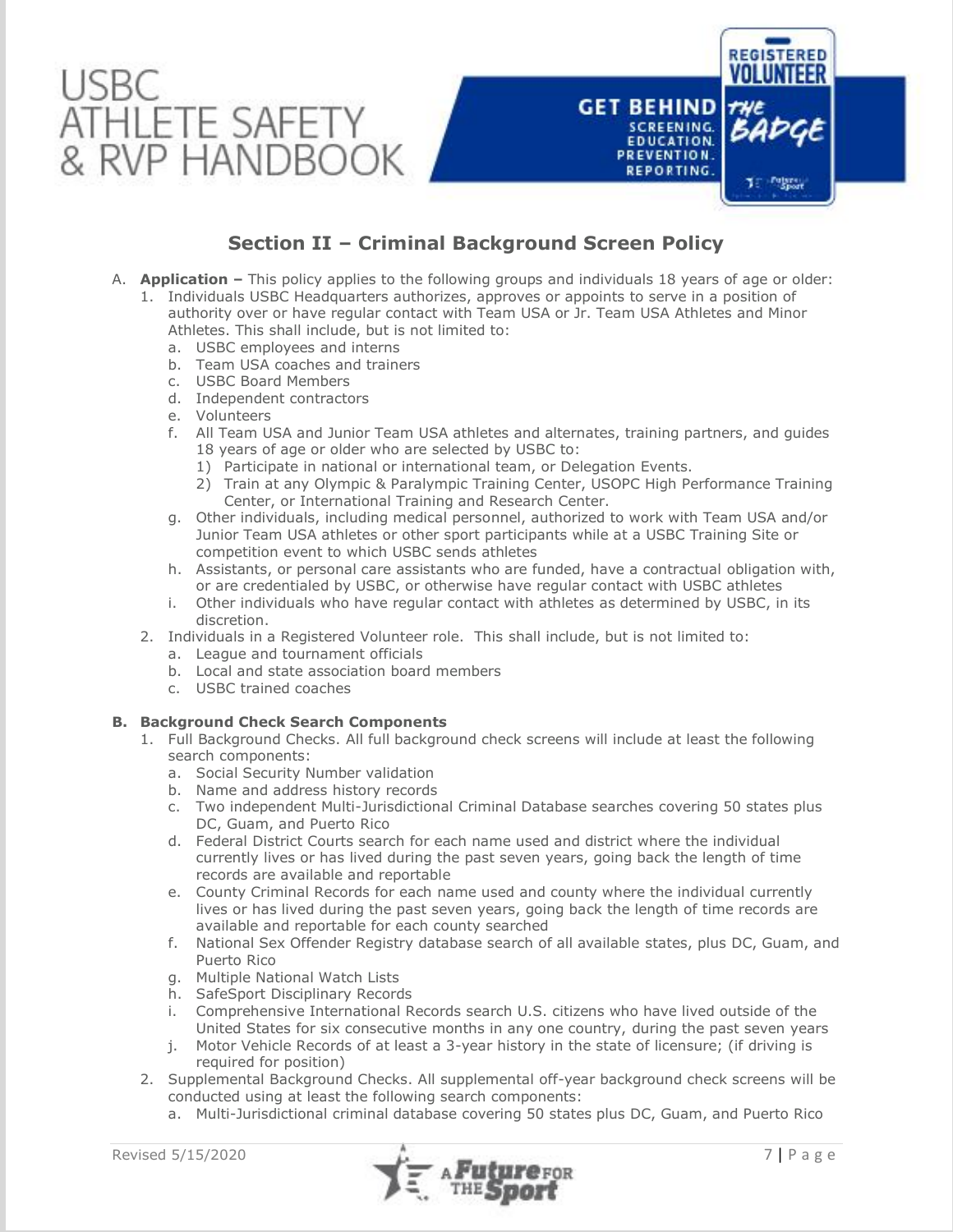## Section II – Criminal Background Screen Policy

A. **Application –** This policy applies to the following groups and individuals 18 years of age or older:
   1. Individuals USBC Headquarters authorizes, approves or appoints to serve in a position of authority over or have regular contact with Team USA or Jr. Team USA Athletes and Minor Athletes. This shall include, but is not limited to:
      a. USBC employees and interns
      b. Team USA coaches and trainers
      c. USBC Board Members
      d. Independent contractors
      e. Volunteers
      f. All Team USA and Junior Team USA athletes and alternates, training partners, and guides 18 years of age or older who are selected by USBC to:
         1) Participate in national or international team, or Delegation Events.
         2) Train at any Olympic & Paralympic Training Center, USOPC High Performance Training Center, or International Training and Research Center.
      g. Other individuals, including medical personnel, authorized to work with Team USA and/or Junior Team USA athletes or other sport participants while at a USBC Training Site or competition event to which USBC sends athletes
      h. Assistants, or personal care assistants who are funded, have a contractual obligation with, or are credentialed by USBC, or otherwise have regular contact with USBC athletes
      i. Other individuals who have regular contact with athletes as determined by USBC, in its discretion.
   2. Individuals in a Registered Volunteer role. This shall include, but is not limited to:
      a. League and tournament officials
      b. Local and state association board members
      c. USBC trained coaches

**B. Background Check Search Components**
   1. Full Background Checks. All full background check screens will include at least the following search components:
      a. Social Security Number validation
      b. Name and address history records
      c. Two independent Multi-Jurisdictional Criminal Database searches covering 50 states plus DC, Guam, and Puerto Rico
      d. Federal District Courts search for each name used and district where the individual currently lives or has lived during the past seven years, going back the length of time records are available and reportable
      e. County Criminal Records for each name used and county where the individual currently lives or has lived during the past seven years, going back the length of time records are available and reportable for each county searched
      f. National Sex Offender Registry database search of all available states, plus DC, Guam, and Puerto Rico
      g. Multiple National Watch Lists
      h. SafeSport Disciplinary Records
      i. Comprehensive International Records search U.S. citizens who have lived outside of the United States for six consecutive months in any one country, during the past seven years
      j. Motor Vehicle Records of at least a 3-year history in the state of licensure; (if driving is required for position)
   2. Supplemental Background Checks. All supplemental off-year background check screens will be conducted using at least the following search components:
      a. Multi-Jurisdictional criminal database covering 50 states plus DC, Guam, and Puerto Rico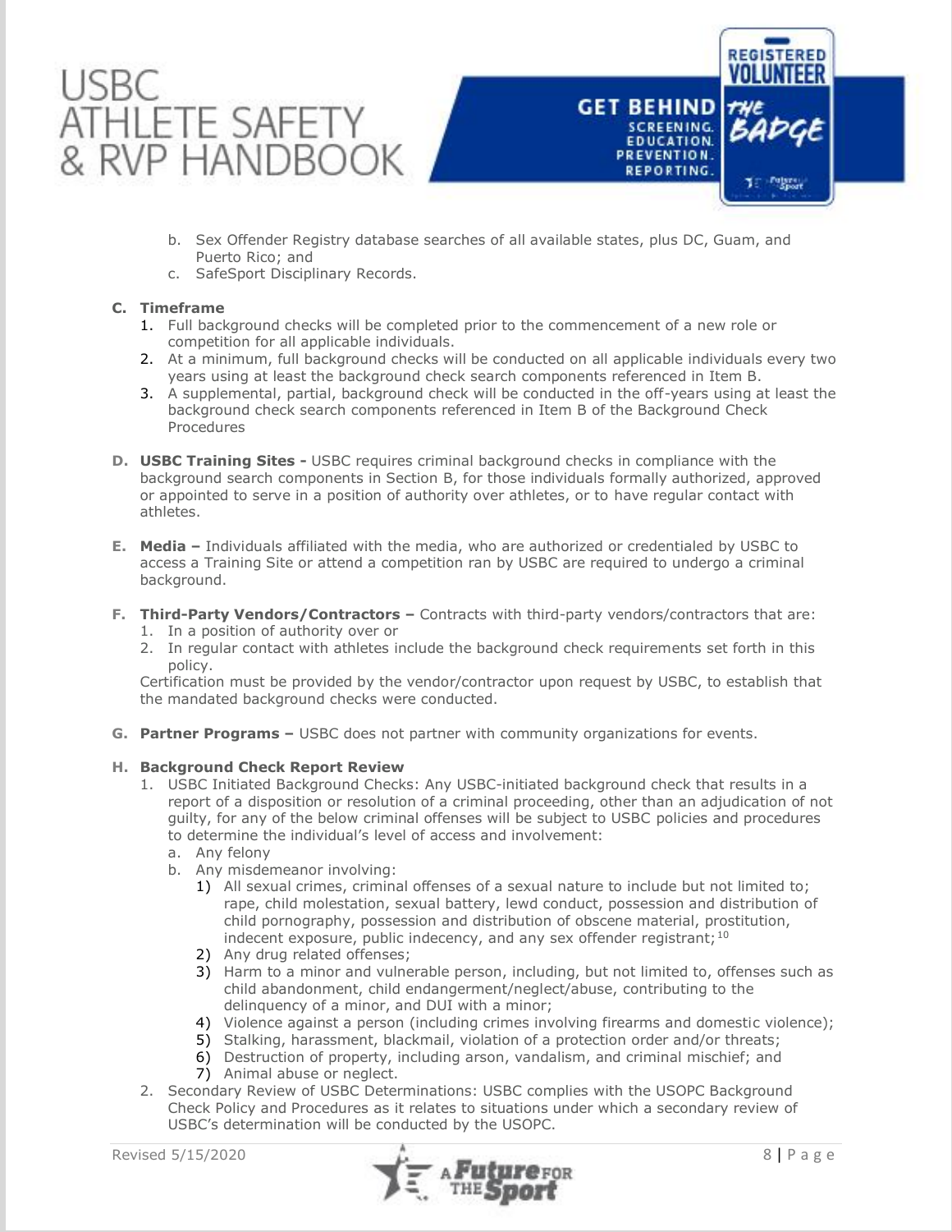b. Sex Offender Registry database searches of all available states, plus DC, Guam, and Puerto Rico; and
c. SafeSport Disciplinary Records.

**C. Timeframe**

1. Full background checks will be completed prior to the commencement of a new role or competition for all applicable individuals.
2. At a minimum, full background checks will be conducted on all applicable individuals every two years using at least the background check search components referenced in Item B.
3. A supplemental, partial, background check will be conducted in the off-years using at least the background check search components referenced in Item B of the Background Check Procedures

**D. USBC Training Sites -** USBC requires criminal background checks in compliance with the background search components in Section B, for those individuals formally authorized, approved or appointed to serve in a position of authority over athletes, or to have regular contact with athletes.

**E. Media –** Individuals affiliated with the media, who are authorized or credentialed by USBC to access a Training Site or attend a competition ran by USBC are required to undergo a criminal background.

**F. Third-Party Vendors/Contractors –** Contracts with third-party vendors/contractors that are:

1. In a position of authority over or
2. In regular contact with athletes include the background check requirements set forth in this policy.

Certification must be provided by the vendor/contractor upon request by USBC, to establish that the mandated background checks were conducted.

**G. Partner Programs –** USBC does not partner with community organizations for events.

**H. Background Check Report Review**

1. USBC Initiated Background Checks: Any USBC-initiated background check that results in a report of a disposition or resolution of a criminal proceeding, other than an adjudication of not guilty, for any of the below criminal offenses will be subject to USBC policies and procedures to determine the individual's level of access and involvement:
   a. Any felony
   b. Any misdemeanor involving:
      1) All sexual crimes, criminal offenses of a sexual nature to include but not limited to; rape, child molestation, sexual battery, lewd conduct, possession and distribution of child pornography, possession and distribution of obscene material, prostitution, indecent exposure, public indecency, and any sex offender registrant;[10]
      2) Any drug related offenses;
      3) Harm to a minor and vulnerable person, including, but not limited to, offenses such as child abandonment, child endangerment/neglect/abuse, contributing to the delinquency of a minor, and DUI with a minor;
      4) Violence against a person (including crimes involving firearms and domestic violence);
      5) Stalking, harassment, blackmail, violation of a protection order and/or threats;
      6) Destruction of property, including arson, vandalism, and criminal mischief; and
      7) Animal abuse or neglect.
2. Secondary Review of USBC Determinations: USBC complies with the USOPC Background Check Policy and Procedures as it relates to situations under which a secondary review of USBC's determination will be conducted by the USOPC.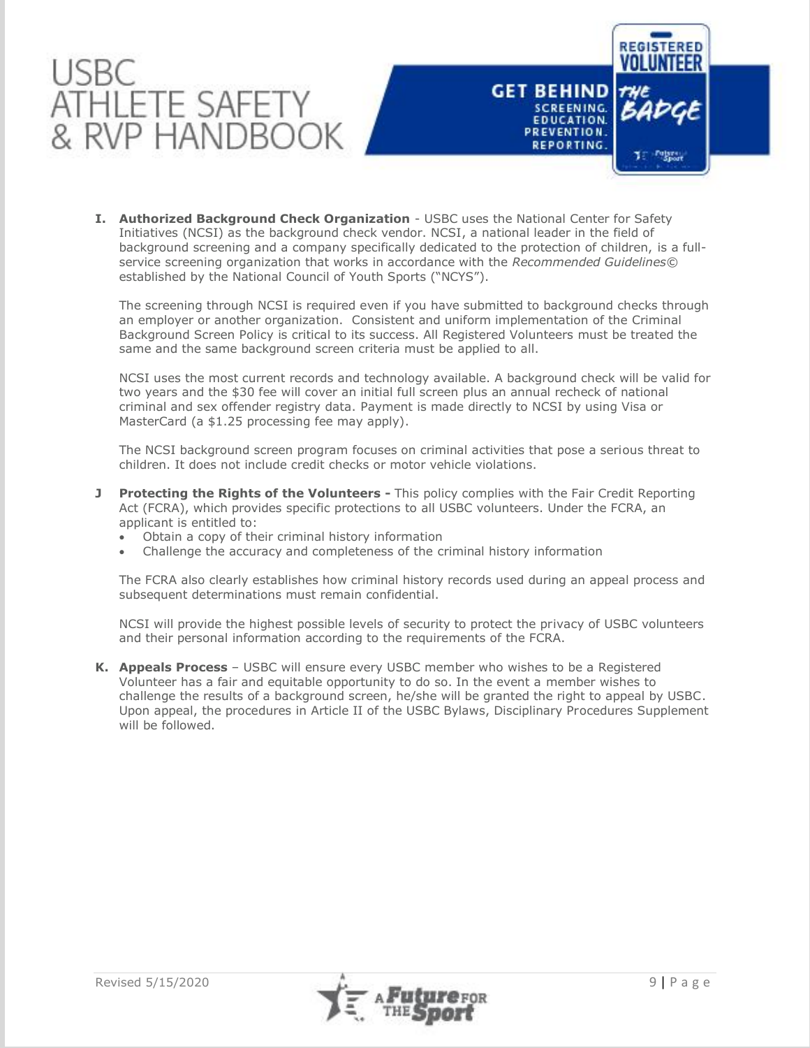**I. Authorized Background Check Organization** - USBC uses the National Center for Safety Initiatives (NCSI) as the background check vendor. NCSI, a national leader in the field of background screening and a company specifically dedicated to the protection of children, is a full-service screening organization that works in accordance with the *Recommended Guidelines©* established by the National Council of Youth Sports ("NCYS").

The screening through NCSI is required even if you have submitted to background checks through an employer or another organization. Consistent and uniform implementation of the Criminal Background Screen Policy is critical to its success. All Registered Volunteers must be treated the same and the same background screen criteria must be applied to all.

NCSI uses the most current records and technology available. A background check will be valid for two years and the $30 fee will cover an initial full screen plus an annual recheck of national criminal and sex offender registry data. Payment is made directly to NCSI by using Visa or MasterCard (a $1.25 processing fee may apply).

The NCSI background screen program focuses on criminal activities that pose a serious threat to children. It does not include credit checks or motor vehicle violations.

**J Protecting the Rights of the Volunteers -** This policy complies with the Fair Credit Reporting Act (FCRA), which provides specific protections to all USBC volunteers. Under the FCRA, an applicant is entitled to:

- Obtain a copy of their criminal history information
- Challenge the accuracy and completeness of the criminal history information

The FCRA also clearly establishes how criminal history records used during an appeal process and subsequent determinations must remain confidential.

NCSI will provide the highest possible levels of security to protect the privacy of USBC volunteers and their personal information according to the requirements of the FCRA.

**K. Appeals Process** – USBC will ensure every USBC member who wishes to be a Registered Volunteer has a fair and equitable opportunity to do so. In the event a member wishes to challenge the results of a background screen, he/she will be granted the right to appeal by USBC. Upon appeal, the procedures in Article II of the USBC Bylaws, Disciplinary Procedures Supplement will be followed.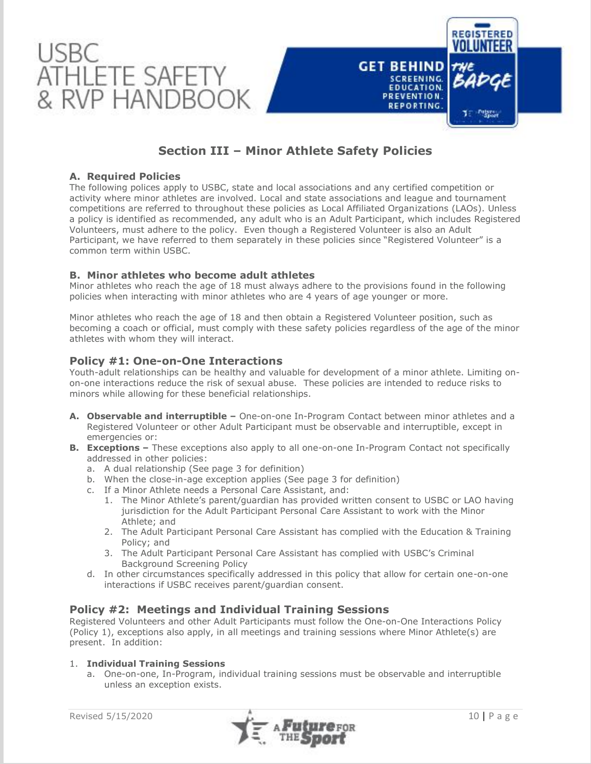## Section III – Minor Athlete Safety Policies

### A. Required Policies

The following polices apply to USBC, state and local associations and any certified competition or activity where minor athletes are involved. Local and state associations and league and tournament competitions are referred to throughout these policies as Local Affiliated Organizations (LAOs). Unless a policy is identified as recommended, any adult who is an Adult Participant, which includes Registered Volunteers, must adhere to the policy. Even though a Registered Volunteer is also an Adult Participant, we have referred to them separately in these policies since "Registered Volunteer" is a common term within USBC.

### B. Minor athletes who become adult athletes

Minor athletes who reach the age of 18 must always adhere to the provisions found in the following policies when interacting with minor athletes who are 4 years of age younger or more.

Minor athletes who reach the age of 18 and then obtain a Registered Volunteer position, such as becoming a coach or official, must comply with these safety policies regardless of the age of the minor athletes with whom they will interact.

## Policy #1: One-on-One Interactions

Youth-adult relationships can be healthy and valuable for development of a minor athlete. Limiting on-on-one interactions reduce the risk of sexual abuse. These policies are intended to reduce risks to minors while allowing for these beneficial relationships.

A. **Observable and interruptible –** One-on-one In-Program Contact between minor athletes and a Registered Volunteer or other Adult Participant must be observable and interruptible, except in emergencies or:

B. **Exceptions –** These exceptions also apply to all one-on-one In-Program Contact not specifically addressed in other policies:

   a. A dual relationship (See page 3 for definition)
   b. When the close-in-age exception applies (See page 3 for definition)
   c. If a Minor Athlete needs a Personal Care Assistant, and:
      1. The Minor Athlete's parent/guardian has provided written consent to USBC or LAO having jurisdiction for the Adult Participant Personal Care Assistant to work with the Minor Athlete; and
      2. The Adult Participant Personal Care Assistant has complied with the Education & Training Policy; and
      3. The Adult Participant Personal Care Assistant has complied with USBC's Criminal Background Screening Policy
   d. In other circumstances specifically addressed in this policy that allow for certain one-on-one interactions if USBC receives parent/guardian consent.

## Policy #2: Meetings and Individual Training Sessions

Registered Volunteers and other Adult Participants must follow the One-on-One Interactions Policy (Policy 1), exceptions also apply, in all meetings and training sessions where Minor Athlete(s) are present. In addition:

1. **Individual Training Sessions**
   a. One-on-one, In-Program, individual training sessions must be observable and interruptible unless an exception exists.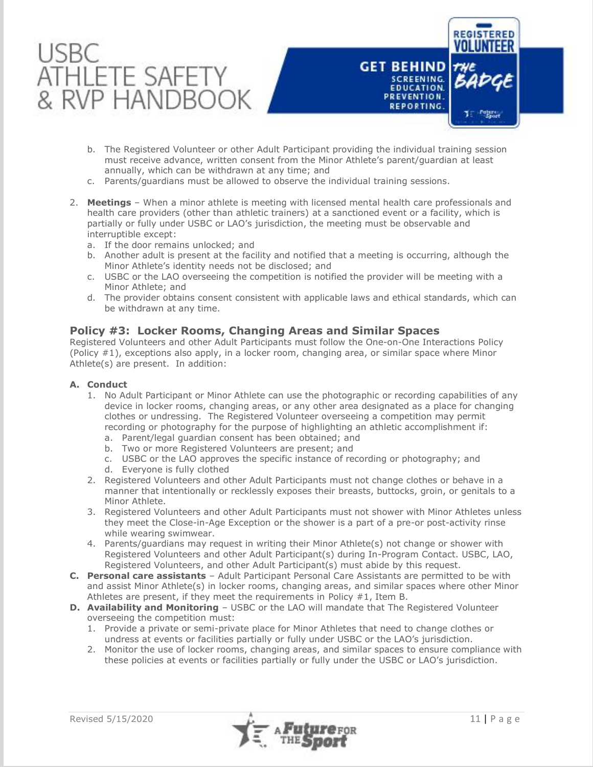b. The Registered Volunteer or other Adult Participant providing the individual training session must receive advance, written consent from the Minor Athlete's parent/guardian at least annually, which can be withdrawn at any time; and
c. Parents/guardians must be allowed to observe the individual training sessions.

2. **Meetings** – When a minor athlete is meeting with licensed mental health care professionals and health care providers (other than athletic trainers) at a sanctioned event or a facility, which is partially or fully under USBC or LAO's jurisdiction, the meeting must be observable and interruptible except:
   a. If the door remains unlocked; and
   b. Another adult is present at the facility and notified that a meeting is occurring, although the Minor Athlete's identity needs not be disclosed; and
   c. USBC or the LAO overseeing the competition is notified the provider will be meeting with a Minor Athlete; and
   d. The provider obtains consent consistent with applicable laws and ethical standards, which can be withdrawn at any time.

## Policy #3: Locker Rooms, Changing Areas and Similar Spaces

Registered Volunteers and other Adult Participants must follow the One-on-One Interactions Policy (Policy #1), exceptions also apply, in a locker room, changing area, or similar space where Minor Athlete(s) are present. In addition:

**A. Conduct**

1. No Adult Participant or Minor Athlete can use the photographic or recording capabilities of any device in locker rooms, changing areas, or any other area designated as a place for changing clothes or undressing. The Registered Volunteer overseeing a competition may permit recording or photography for the purpose of highlighting an athletic accomplishment if:
   a. Parent/legal guardian consent has been obtained; and
   b. Two or more Registered Volunteers are present; and
   c. USBC or the LAO approves the specific instance of recording or photography; and
   d. Everyone is fully clothed
2. Registered Volunteers and other Adult Participants must not change clothes or behave in a manner that intentionally or recklessly exposes their breasts, buttocks, groin, or genitals to a Minor Athlete.
3. Registered Volunteers and other Adult Participants must not shower with Minor Athletes unless they meet the Close-in-Age Exception or the shower is a part of a pre-or post-activity rinse while wearing swimwear.
4. Parents/guardians may request in writing their Minor Athlete(s) not change or shower with Registered Volunteers and other Adult Participant(s) during In-Program Contact. USBC, LAO, Registered Volunteers, and other Adult Participant(s) must abide by this request.

**C. Personal care assistants** – Adult Participant Personal Care Assistants are permitted to be with and assist Minor Athlete(s) in locker rooms, changing areas, and similar spaces where other Minor Athletes are present, if they meet the requirements in Policy #1, Item B.

**D. Availability and Monitoring** – USBC or the LAO will mandate that The Registered Volunteer overseeing the competition must:

1. Provide a private or semi-private place for Minor Athletes that need to change clothes or undress at events or facilities partially or fully under USBC or the LAO's jurisdiction.
2. Monitor the use of locker rooms, changing areas, and similar spaces to ensure compliance with these policies at events or facilities partially or fully under the USBC or LAO's jurisdiction.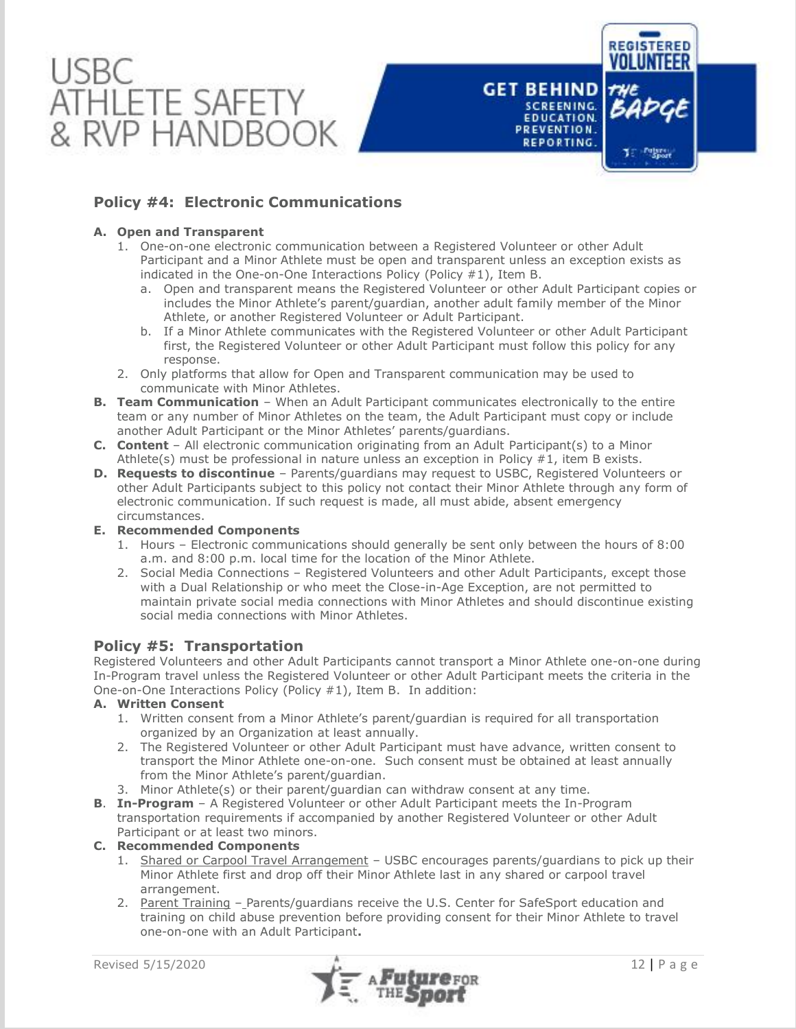## Policy #4: Electronic Communications

**A. Open and Transparent**

1. One-on-one electronic communication between a Registered Volunteer or other Adult Participant and a Minor Athlete must be open and transparent unless an exception exists as indicated in the One-on-One Interactions Policy (Policy #1), Item B.
   a. Open and transparent means the Registered Volunteer or other Adult Participant copies or includes the Minor Athlete's parent/guardian, another adult family member of the Minor Athlete, or another Registered Volunteer or Adult Participant.
   b. If a Minor Athlete communicates with the Registered Volunteer or other Adult Participant first, the Registered Volunteer or other Adult Participant must follow this policy for any response.
2. Only platforms that allow for Open and Transparent communication may be used to communicate with Minor Athletes.

**B. Team Communication** – When an Adult Participant communicates electronically to the entire team or any number of Minor Athletes on the team, the Adult Participant must copy or include another Adult Participant or the Minor Athletes' parents/guardians.

**C. Content** – All electronic communication originating from an Adult Participant(s) to a Minor Athlete(s) must be professional in nature unless an exception in Policy #1, item B exists.

**D. Requests to discontinue** – Parents/guardians may request to USBC, Registered Volunteers or other Adult Participants subject to this policy not contact their Minor Athlete through any form of electronic communication. If such request is made, all must abide, absent emergency circumstances.

**E. Recommended Components**

1. Hours – Electronic communications should generally be sent only between the hours of 8:00 a.m. and 8:00 p.m. local time for the location of the Minor Athlete.
2. Social Media Connections – Registered Volunteers and other Adult Participants, except those with a Dual Relationship or who meet the Close-in-Age Exception, are not permitted to maintain private social media connections with Minor Athletes and should discontinue existing social media connections with Minor Athletes.

## Policy #5: Transportation

Registered Volunteers and other Adult Participants cannot transport a Minor Athlete one-on-one during In-Program travel unless the Registered Volunteer or other Adult Participant meets the criteria in the One-on-One Interactions Policy (Policy #1), Item B. In addition:

**A. Written Consent**

1. Written consent from a Minor Athlete's parent/guardian is required for all transportation organized by an Organization at least annually.
2. The Registered Volunteer or other Adult Participant must have advance, written consent to transport the Minor Athlete one-on-one. Such consent must be obtained at least annually from the Minor Athlete's parent/guardian.
3. Minor Athlete(s) or their parent/guardian can withdraw consent at any time.

**B. In-Program** – A Registered Volunteer or other Adult Participant meets the In-Program transportation requirements if accompanied by another Registered Volunteer or other Adult Participant or at least two minors.

**C. Recommended Components**

1. Shared or Carpool Travel Arrangement – USBC encourages parents/guardians to pick up their Minor Athlete first and drop off their Minor Athlete last in any shared or carpool travel arrangement.
2. Parent Training – Parents/guardians receive the U.S. Center for SafeSport education and training on child abuse prevention before providing consent for their Minor Athlete to travel one-on-one with an Adult Participant.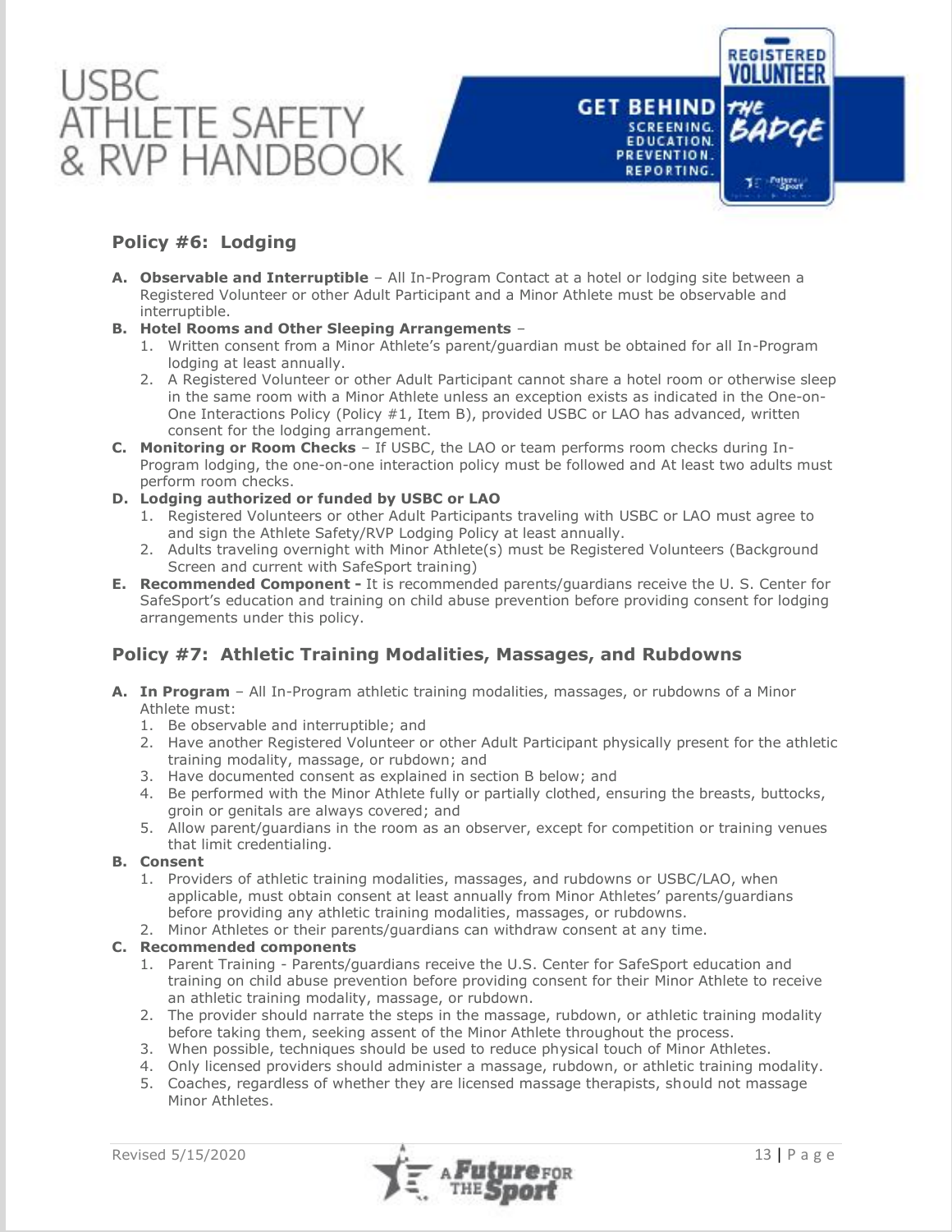## Policy #6: Lodging

**A. Observable and Interruptible** – All In-Program Contact at a hotel or lodging site between a Registered Volunteer or other Adult Participant and a Minor Athlete must be observable and interruptible.

**B. Hotel Rooms and Other Sleeping Arrangements** –

1. Written consent from a Minor Athlete's parent/guardian must be obtained for all In-Program lodging at least annually.
2. A Registered Volunteer or other Adult Participant cannot share a hotel room or otherwise sleep in the same room with a Minor Athlete unless an exception exists as indicated in the One-on-One Interactions Policy (Policy #1, Item B), provided USBC or LAO has advanced, written consent for the lodging arrangement.

**C. Monitoring or Room Checks** – If USBC, the LAO or team performs room checks during In-Program lodging, the one-on-one interaction policy must be followed and At least two adults must perform room checks.

**D. Lodging authorized or funded by USBC or LAO**

1. Registered Volunteers or other Adult Participants traveling with USBC or LAO must agree to and sign the Athlete Safety/RVP Lodging Policy at least annually.
2. Adults traveling overnight with Minor Athlete(s) must be Registered Volunteers (Background Screen and current with SafeSport training)

**E. Recommended Component -** It is recommended parents/guardians receive the U. S. Center for SafeSport's education and training on child abuse prevention before providing consent for lodging arrangements under this policy.

## Policy #7: Athletic Training Modalities, Massages, and Rubdowns

**A. In Program** – All In-Program athletic training modalities, massages, or rubdowns of a Minor Athlete must:

1. Be observable and interruptible; and
2. Have another Registered Volunteer or other Adult Participant physically present for the athletic training modality, massage, or rubdown; and
3. Have documented consent as explained in section B below; and
4. Be performed with the Minor Athlete fully or partially clothed, ensuring the breasts, buttocks, groin or genitals are always covered; and
5. Allow parent/guardians in the room as an observer, except for competition or training venues that limit credentialing.

**B. Consent**

1. Providers of athletic training modalities, massages, and rubdowns or USBC/LAO, when applicable, must obtain consent at least annually from Minor Athletes' parents/guardians before providing any athletic training modalities, massages, or rubdowns.
2. Minor Athletes or their parents/guardians can withdraw consent at any time.

**C. Recommended components**

1. Parent Training - Parents/guardians receive the U.S. Center for SafeSport education and training on child abuse prevention before providing consent for their Minor Athlete to receive an athletic training modality, massage, or rubdown.
2. The provider should narrate the steps in the massage, rubdown, or athletic training modality before taking them, seeking assent of the Minor Athlete throughout the process.
3. When possible, techniques should be used to reduce physical touch of Minor Athletes.
4. Only licensed providers should administer a massage, rubdown, or athletic training modality.
5. Coaches, regardless of whether they are licensed massage therapists, should not massage Minor Athletes.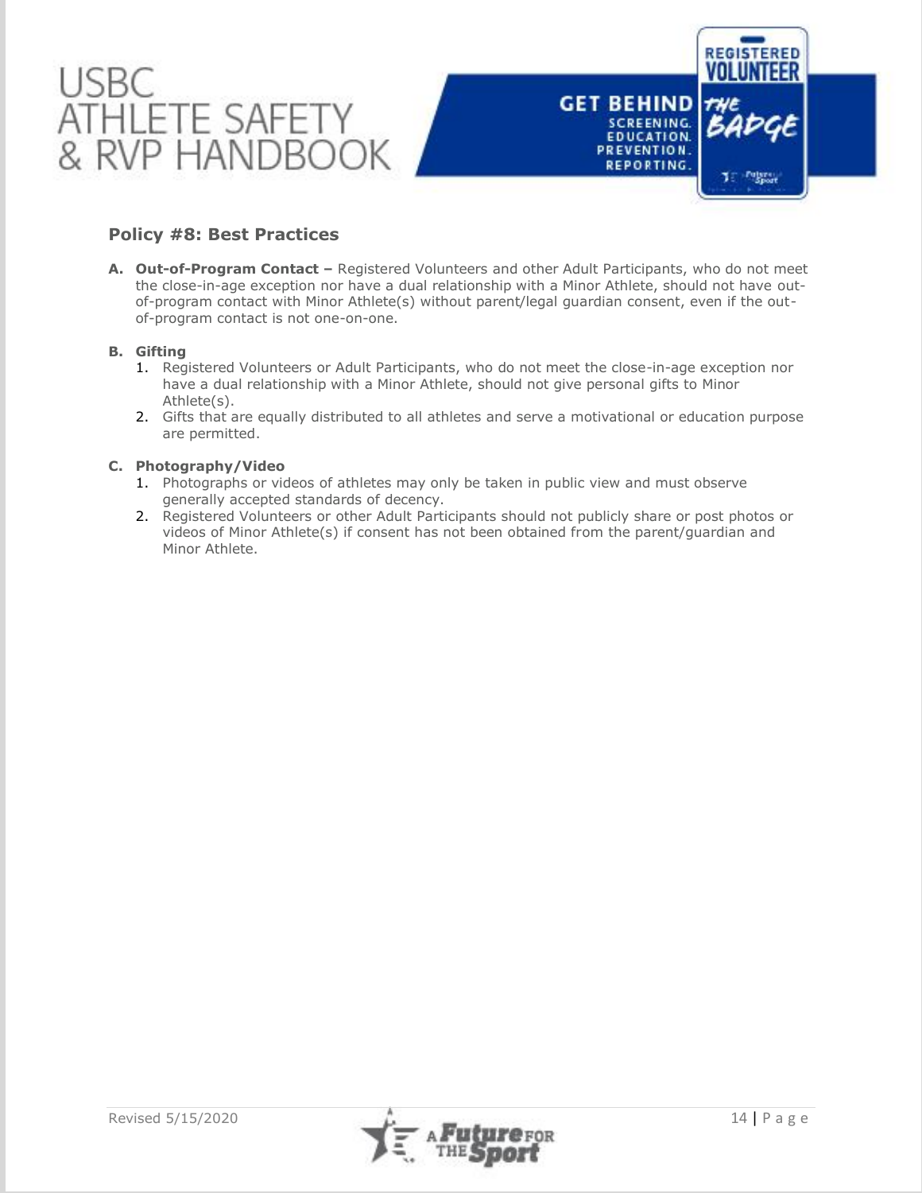## Policy #8: Best Practices

**A. Out-of-Program Contact –** Registered Volunteers and other Adult Participants, who do not meet the close-in-age exception nor have a dual relationship with a Minor Athlete, should not have out-of-program contact with Minor Athlete(s) without parent/legal guardian consent, even if the out-of-program contact is not one-on-one.

**B. Gifting**

1. Registered Volunteers or Adult Participants, who do not meet the close-in-age exception nor have a dual relationship with a Minor Athlete, should not give personal gifts to Minor Athlete(s).
2. Gifts that are equally distributed to all athletes and serve a motivational or education purpose are permitted.

**C. Photography/Video**

1. Photographs or videos of athletes may only be taken in public view and must observe generally accepted standards of decency.
2. Registered Volunteers or other Adult Participants should not publicly share or post photos or videos of Minor Athlete(s) if consent has not been obtained from the parent/guardian and Minor Athlete.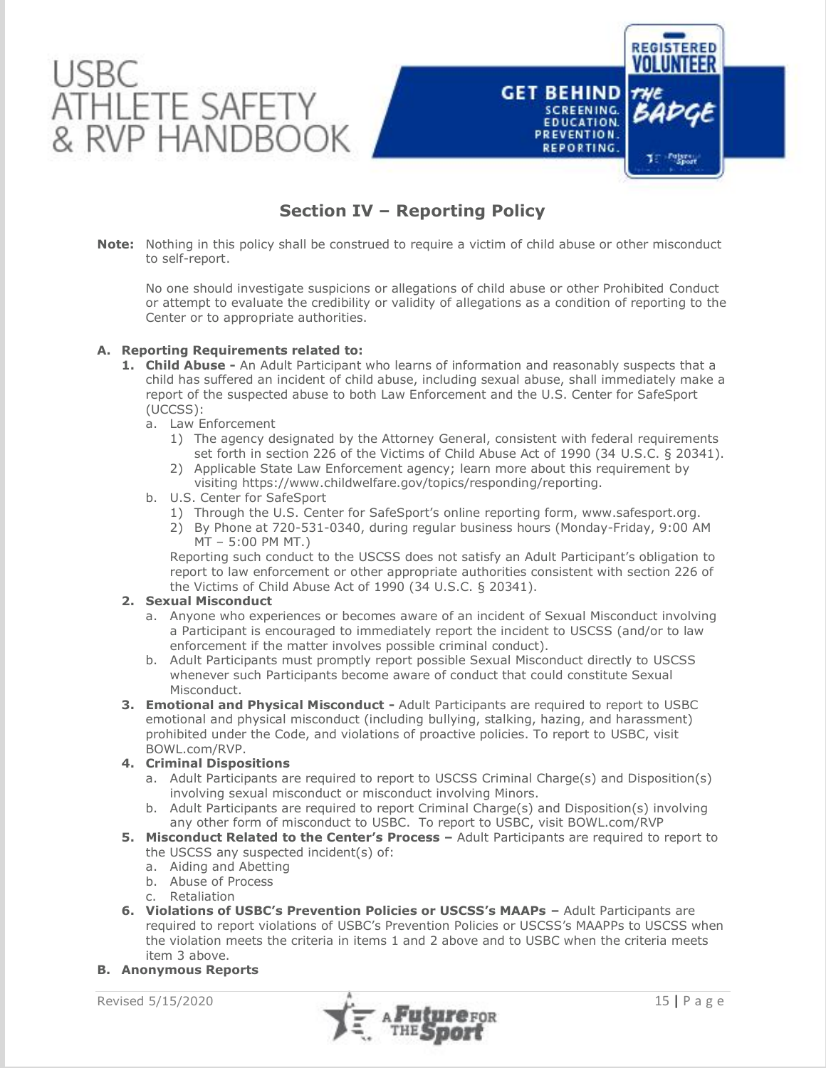## Section IV – Reporting Policy

**Note:** Nothing in this policy shall be construed to require a victim of child abuse or other misconduct to self-report.

No one should investigate suspicions or allegations of child abuse or other Prohibited Conduct or attempt to evaluate the credibility or validity of allegations as a condition of reporting to the Center or to appropriate authorities.

**A. Reporting Requirements related to:**

1. **Child Abuse -** An Adult Participant who learns of information and reasonably suspects that a child has suffered an incident of child abuse, including sexual abuse, shall immediately make a report of the suspected abuse to both Law Enforcement and the U.S. Center for SafeSport (UCCSS):
   a. Law Enforcement
      1) The agency designated by the Attorney General, consistent with federal requirements set forth in section 226 of the Victims of Child Abuse Act of 1990 (34 U.S.C. § 20341).
      2) Applicable State Law Enforcement agency; learn more about this requirement by visiting https://www.childwelfare.gov/topics/responding/reporting.
   b. U.S. Center for SafeSport
      1) Through the U.S. Center for SafeSport's online reporting form, www.safesport.org.
      2) By Phone at 720-531-0340, during regular business hours (Monday-Friday, 9:00 AM MT – 5:00 PM MT.)

      Reporting such conduct to the USCSS does not satisfy an Adult Participant's obligation to report to law enforcement or other appropriate authorities consistent with section 226 of the Victims of Child Abuse Act of 1990 (34 U.S.C. § 20341).
2. **Sexual Misconduct**
   a. Anyone who experiences or becomes aware of an incident of Sexual Misconduct involving a Participant is encouraged to immediately report the incident to USCSS (and/or to law enforcement if the matter involves possible criminal conduct).
   b. Adult Participants must promptly report possible Sexual Misconduct directly to USCSS whenever such Participants become aware of conduct that could constitute Sexual Misconduct.
3. **Emotional and Physical Misconduct -** Adult Participants are required to report to USBC emotional and physical misconduct (including bullying, stalking, hazing, and harassment) prohibited under the Code, and violations of proactive policies. To report to USBC, visit BOWL.com/RVP.
4. **Criminal Dispositions**
   a. Adult Participants are required to report to USCSS Criminal Charge(s) and Disposition(s) involving sexual misconduct or misconduct involving Minors.
   b. Adult Participants are required to report Criminal Charge(s) and Disposition(s) involving any other form of misconduct to USBC. To report to USBC, visit BOWL.com/RVP
5. **Misconduct Related to the Center's Process –** Adult Participants are required to report to the USCSS any suspected incident(s) of:
   a. Aiding and Abetting
   b. Abuse of Process
   c. Retaliation
6. **Violations of USBC's Prevention Policies or USCSS's MAAPs –** Adult Participants are required to report violations of USBC's Prevention Policies or USCSS's MAAPPs to USCSS when the violation meets the criteria in items 1 and 2 above and to USBC when the criteria meets item 3 above.

**B. Anonymous Reports**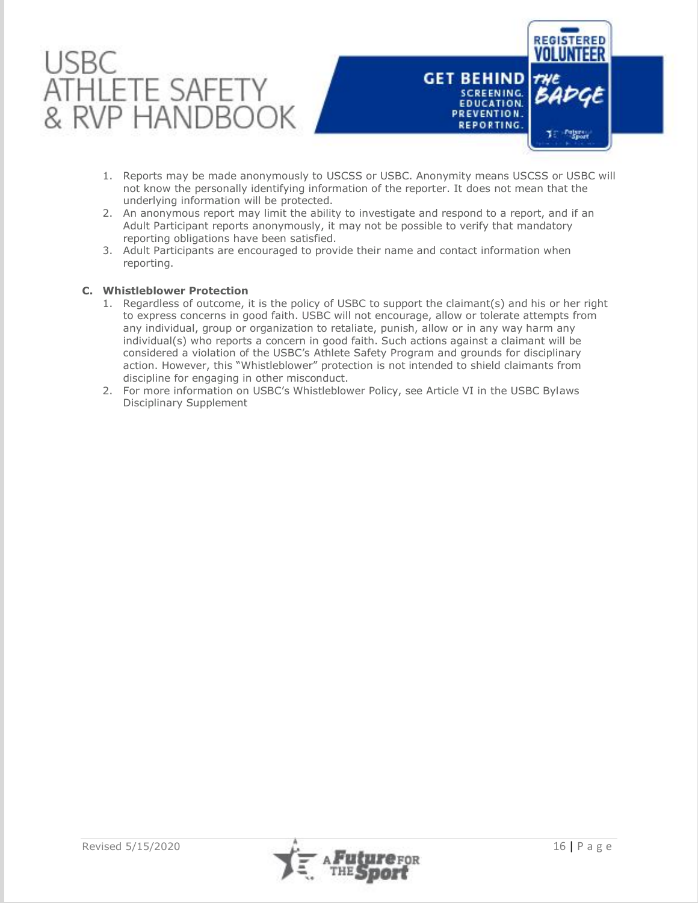1. Reports may be made anonymously to USCSS or USBC. Anonymity means USCSS or USBC will not know the personally identifying information of the reporter. It does not mean that the underlying information will be protected.
2. An anonymous report may limit the ability to investigate and respond to a report, and if an Adult Participant reports anonymously, it may not be possible to verify that mandatory reporting obligations have been satisfied.
3. Adult Participants are encouraged to provide their name and contact information when reporting.

**C. Whistleblower Protection**

1. Regardless of outcome, it is the policy of USBC to support the claimant(s) and his or her right to express concerns in good faith. USBC will not encourage, allow or tolerate attempts from any individual, group or organization to retaliate, punish, allow or in any way harm any individual(s) who reports a concern in good faith. Such actions against a claimant will be considered a violation of the USBC's Athlete Safety Program and grounds for disciplinary action. However, this "Whistleblower" protection is not intended to shield claimants from discipline for engaging in other misconduct.
2. For more information on USBC's Whistleblower Policy, see Article VI in the USBC Bylaws Disciplinary Supplement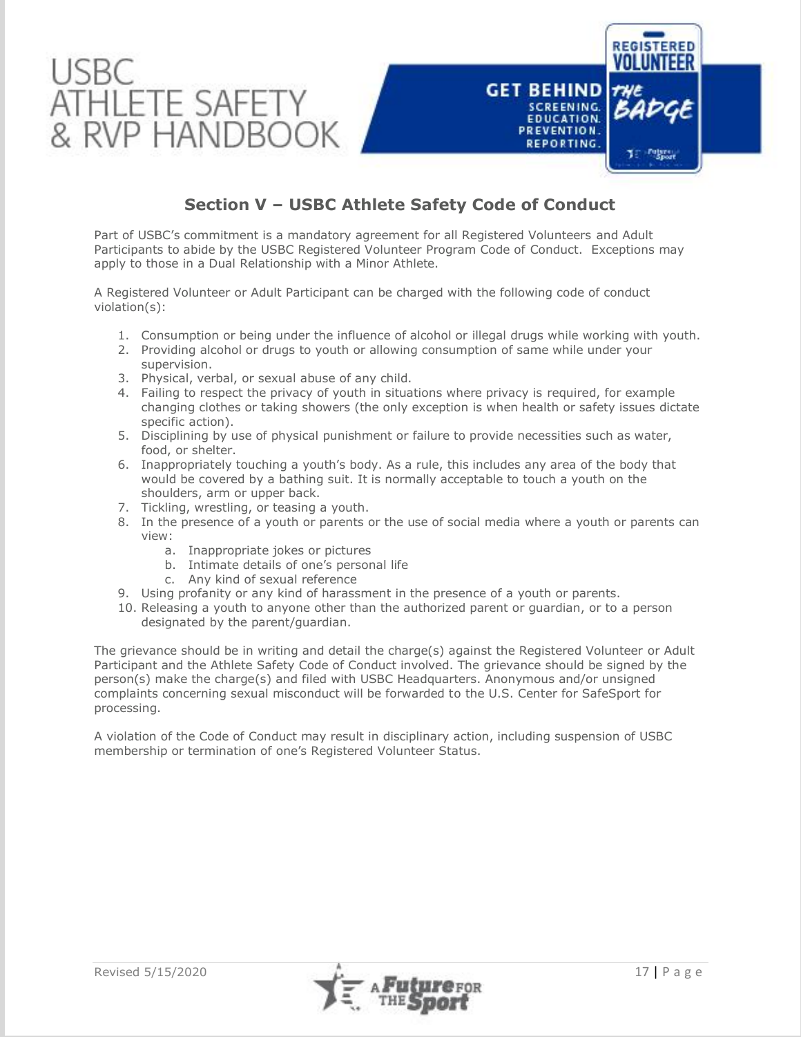## Section V – USBC Athlete Safety Code of Conduct

Part of USBC's commitment is a mandatory agreement for all Registered Volunteers and Adult Participants to abide by the USBC Registered Volunteer Program Code of Conduct. Exceptions may apply to those in a Dual Relationship with a Minor Athlete.

A Registered Volunteer or Adult Participant can be charged with the following code of conduct violation(s):

1. Consumption or being under the influence of alcohol or illegal drugs while working with youth.
2. Providing alcohol or drugs to youth or allowing consumption of same while under your supervision.
3. Physical, verbal, or sexual abuse of any child.
4. Failing to respect the privacy of youth in situations where privacy is required, for example changing clothes or taking showers (the only exception is when health or safety issues dictate specific action).
5. Disciplining by use of physical punishment or failure to provide necessities such as water, food, or shelter.
6. Inappropriately touching a youth's body. As a rule, this includes any area of the body that would be covered by a bathing suit. It is normally acceptable to touch a youth on the shoulders, arm or upper back.
7. Tickling, wrestling, or teasing a youth.
8. In the presence of a youth or parents or the use of social media where a youth or parents can view:
    a. Inappropriate jokes or pictures
    b. Intimate details of one's personal life
    c. Any kind of sexual reference
9. Using profanity or any kind of harassment in the presence of a youth or parents.
10. Releasing a youth to anyone other than the authorized parent or guardian, or to a person designated by the parent/guardian.

The grievance should be in writing and detail the charge(s) against the Registered Volunteer or Adult Participant and the Athlete Safety Code of Conduct involved. The grievance should be signed by the person(s) make the charge(s) and filed with USBC Headquarters. Anonymous and/or unsigned complaints concerning sexual misconduct will be forwarded to the U.S. Center for SafeSport for processing.

A violation of the Code of Conduct may result in disciplinary action, including suspension of USBC membership or termination of one's Registered Volunteer Status.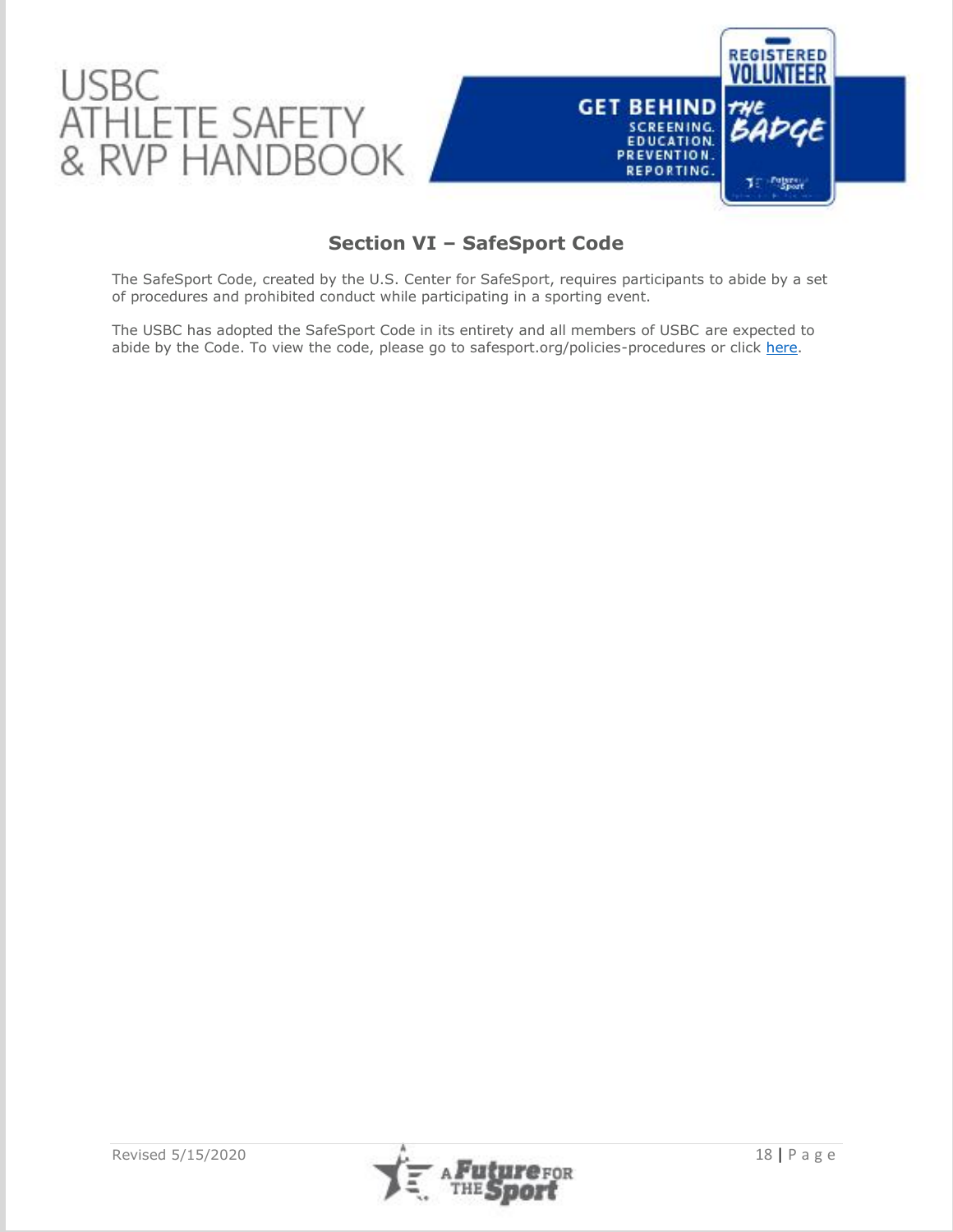## Section VI – SafeSport Code

The SafeSport Code, created by the U.S. Center for SafeSport, requires participants to abide by a set of procedures and prohibited conduct while participating in a sporting event.

The USBC has adopted the SafeSport Code in its entirety and all members of USBC are expected to abide by the Code. To view the code, please go to safesport.org/policies-procedures or click here.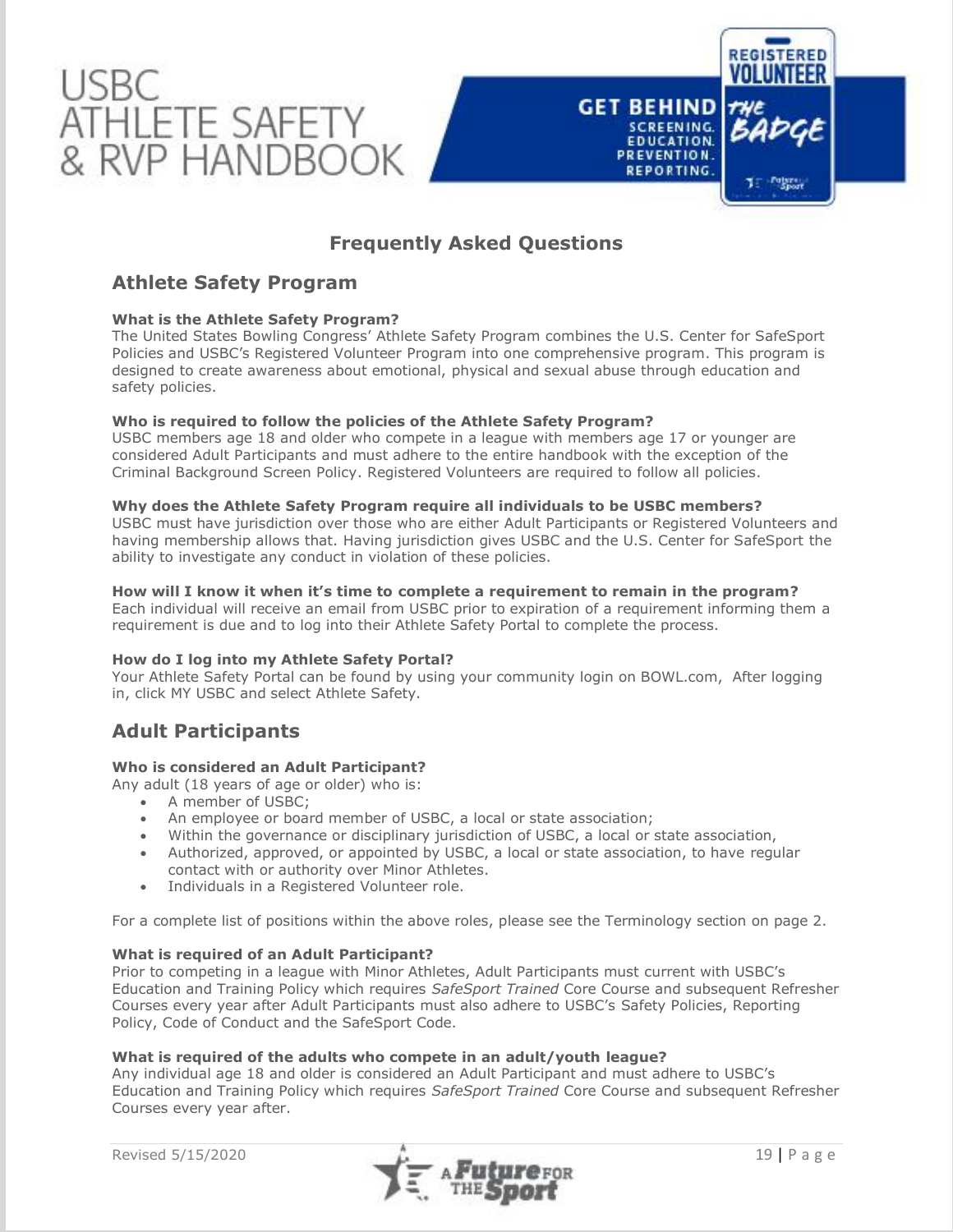# Frequently Asked Questions

## Athlete Safety Program

**What is the Athlete Safety Program?**
The United States Bowling Congress' Athlete Safety Program combines the U.S. Center for SafeSport Policies and USBC's Registered Volunteer Program into one comprehensive program. This program is designed to create awareness about emotional, physical and sexual abuse through education and safety policies.

**Who is required to follow the policies of the Athlete Safety Program?**
USBC members age 18 and older who compete in a league with members age 17 or younger are considered Adult Participants and must adhere to the entire handbook with the exception of the Criminal Background Screen Policy. Registered Volunteers are required to follow all policies.

**Why does the Athlete Safety Program require all individuals to be USBC members?**
USBC must have jurisdiction over those who are either Adult Participants or Registered Volunteers and having membership allows that. Having jurisdiction gives USBC and the U.S. Center for SafeSport the ability to investigate any conduct in violation of these policies.

**How will I know it when it's time to complete a requirement to remain in the program?**
Each individual will receive an email from USBC prior to expiration of a requirement informing them a requirement is due and to log into their Athlete Safety Portal to complete the process.

**How do I log into my Athlete Safety Portal?**
Your Athlete Safety Portal can be found by using your community login on BOWL.com, After logging in, click MY USBC and select Athlete Safety.

## Adult Participants

**Who is considered an Adult Participant?**
Any adult (18 years of age or older) who is:

- A member of USBC;
- An employee or board member of USBC, a local or state association;
- Within the governance or disciplinary jurisdiction of USBC, a local or state association,
- Authorized, approved, or appointed by USBC, a local or state association, to have regular contact with or authority over Minor Athletes.
- Individuals in a Registered Volunteer role.

For a complete list of positions within the above roles, please see the Terminology section on page 2.

**What is required of an Adult Participant?**
Prior to competing in a league with Minor Athletes, Adult Participants must current with USBC's Education and Training Policy which requires *SafeSport Trained* Core Course and subsequent Refresher Courses every year after Adult Participants must also adhere to USBC's Safety Policies, Reporting Policy, Code of Conduct and the SafeSport Code.

**What is required of the adults who compete in an adult/youth league?**
Any individual age 18 and older is considered an Adult Participant and must adhere to USBC's Education and Training Policy which requires *SafeSport Trained* Core Course and subsequent Refresher Courses every year after.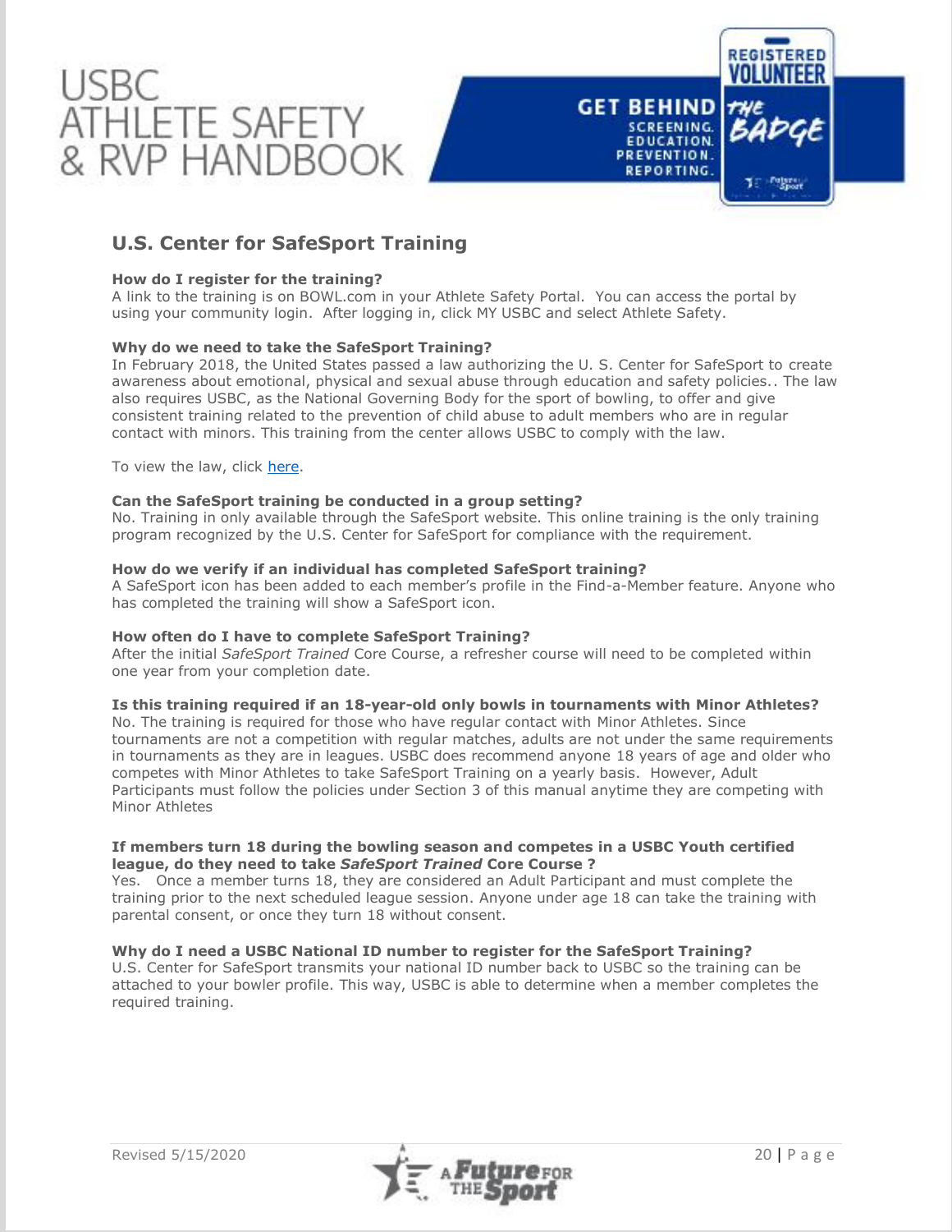## U.S. Center for SafeSport Training

**How do I register for the training?**
A link to the training is on BOWL.com in your Athlete Safety Portal. You can access the portal by using your community login. After logging in, click MY USBC and select Athlete Safety.

**Why do we need to take the SafeSport Training?**
In February 2018, the United States passed a law authorizing the U. S. Center for SafeSport to create awareness about emotional, physical and sexual abuse through education and safety policies.. The law also requires USBC, as the National Governing Body for the sport of bowling, to offer and give consistent training related to the prevention of child abuse to adult members who are in regular contact with minors. This training from the center allows USBC to comply with the law.

To view the law, click here.

**Can the SafeSport training be conducted in a group setting?**
No. Training in only available through the SafeSport website. This online training is the only training program recognized by the U.S. Center for SafeSport for compliance with the requirement.

**How do we verify if an individual has completed SafeSport training?**
A SafeSport icon has been added to each member's profile in the Find-a-Member feature. Anyone who has completed the training will show a SafeSport icon.

**How often do I have to complete SafeSport Training?**
After the initial *SafeSport Trained* Core Course, a refresher course will need to be completed within one year from your completion date.

**Is this training required if an 18-year-old only bowls in tournaments with Minor Athletes?**
No. The training is required for those who have regular contact with Minor Athletes. Since tournaments are not a competition with regular matches, adults are not under the same requirements in tournaments as they are in leagues. USBC does recommend anyone 18 years of age and older who competes with Minor Athletes to take SafeSport Training on a yearly basis. However, Adult Participants must follow the policies under Section 3 of this manual anytime they are competing with Minor Athletes

**If members turn 18 during the bowling season and competes in a USBC Youth certified league, do they need to take *SafeSport Trained* Core Course ?**
Yes. Once a member turns 18, they are considered an Adult Participant and must complete the training prior to the next scheduled league session. Anyone under age 18 can take the training with parental consent, or once they turn 18 without consent.

**Why do I need a USBC National ID number to register for the SafeSport Training?**
U.S. Center for SafeSport transmits your national ID number back to USBC so the training can be attached to your bowler profile. This way, USBC is able to determine when a member completes the required training.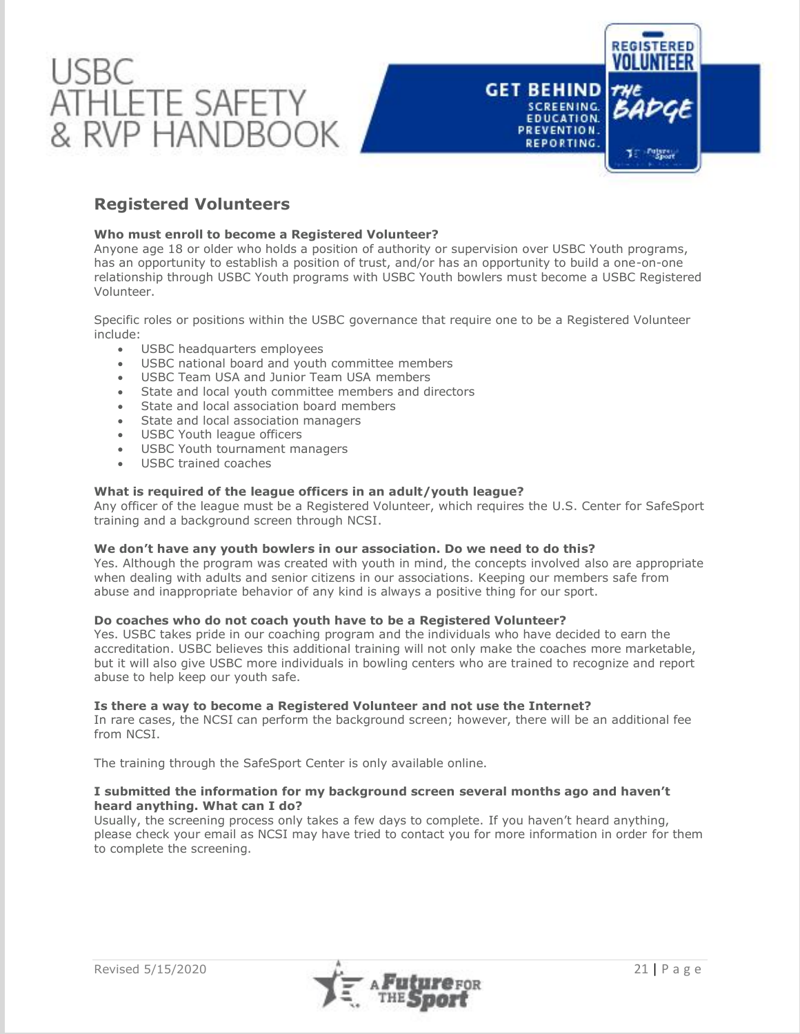## Registered Volunteers

**Who must enroll to become a Registered Volunteer?**
Anyone age 18 or older who holds a position of authority or supervision over USBC Youth programs, has an opportunity to establish a position of trust, and/or has an opportunity to build a one-on-one relationship through USBC Youth programs with USBC Youth bowlers must become a USBC Registered Volunteer.

Specific roles or positions within the USBC governance that require one to be a Registered Volunteer include:

- USBC headquarters employees
- USBC national board and youth committee members
- USBC Team USA and Junior Team USA members
- State and local youth committee members and directors
- State and local association board members
- State and local association managers
- USBC Youth league officers
- USBC Youth tournament managers
- USBC trained coaches

**What is required of the league officers in an adult/youth league?**
Any officer of the league must be a Registered Volunteer, which requires the U.S. Center for SafeSport training and a background screen through NCSI.

**We don't have any youth bowlers in our association. Do we need to do this?**
Yes. Although the program was created with youth in mind, the concepts involved also are appropriate when dealing with adults and senior citizens in our associations. Keeping our members safe from abuse and inappropriate behavior of any kind is always a positive thing for our sport.

**Do coaches who do not coach youth have to be a Registered Volunteer?**
Yes. USBC takes pride in our coaching program and the individuals who have decided to earn the accreditation. USBC believes this additional training will not only make the coaches more marketable, but it will also give USBC more individuals in bowling centers who are trained to recognize and report abuse to help keep our youth safe.

**Is there a way to become a Registered Volunteer and not use the Internet?**
In rare cases, the NCSI can perform the background screen; however, there will be an additional fee from NCSI.

The training through the SafeSport Center is only available online.

**I submitted the information for my background screen several months ago and haven't heard anything. What can I do?**
Usually, the screening process only takes a few days to complete. If you haven't heard anything, please check your email as NCSI may have tried to contact you for more information in order for them to complete the screening.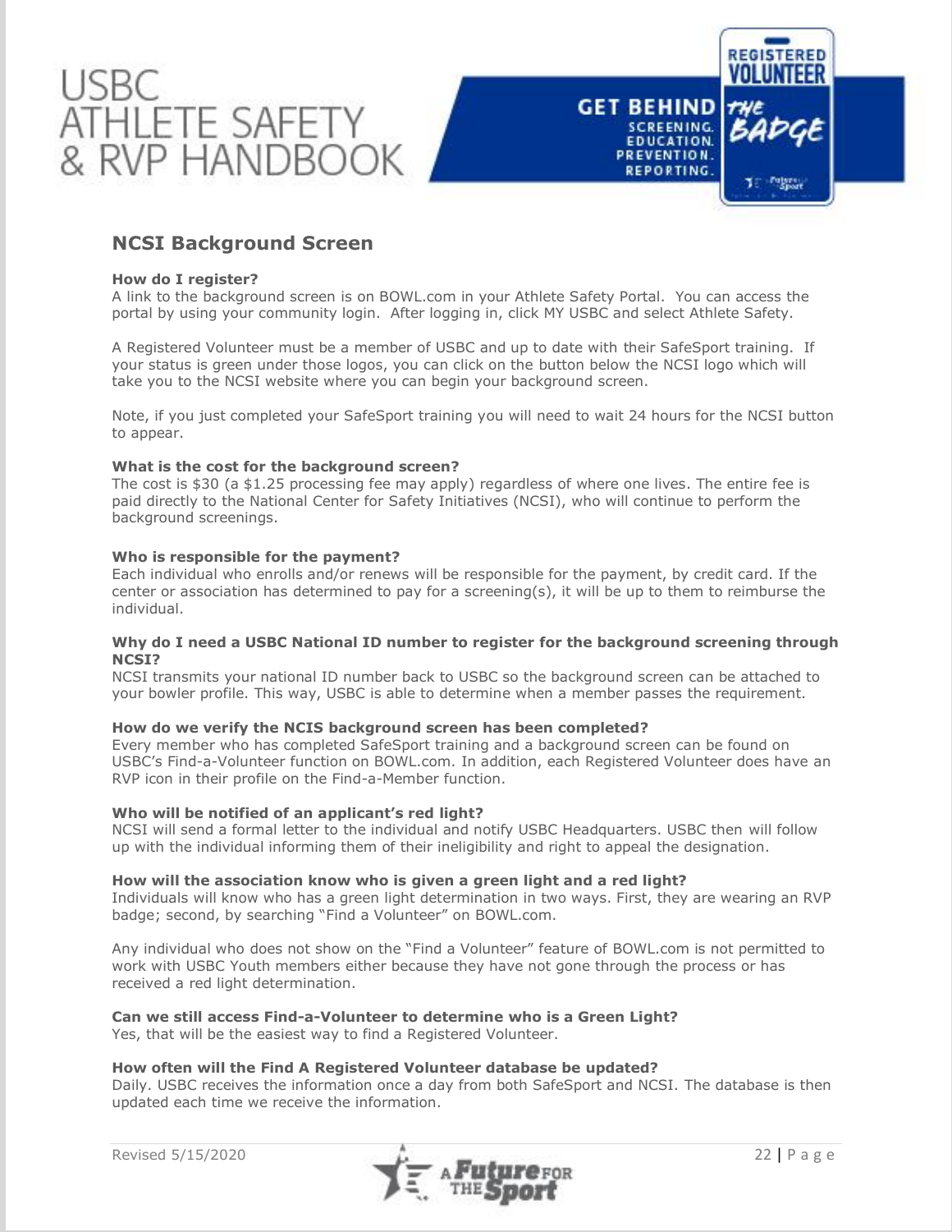## NCSI Background Screen

**How do I register?**
A link to the background screen is on BOWL.com in your Athlete Safety Portal. You can access the portal by using your community login. After logging in, click MY USBC and select Athlete Safety.

A Registered Volunteer must be a member of USBC and up to date with their SafeSport training. If your status is green under those logos, you can click on the button below the NCSI logo which will take you to the NCSI website where you can begin your background screen.

Note, if you just completed your SafeSport training you will need to wait 24 hours for the NCSI button to appear.

**What is the cost for the background screen?**
The cost is $30 (a $1.25 processing fee may apply) regardless of where one lives. The entire fee is paid directly to the National Center for Safety Initiatives (NCSI), who will continue to perform the background screenings.

**Who is responsible for the payment?**
Each individual who enrolls and/or renews will be responsible for the payment, by credit card. If the center or association has determined to pay for a screening(s), it will be up to them to reimburse the individual.

**Why do I need a USBC National ID number to register for the background screening through NCSI?**
NCSI transmits your national ID number back to USBC so the background screen can be attached to your bowler profile. This way, USBC is able to determine when a member passes the requirement.

**How do we verify the NCIS background screen has been completed?**
Every member who has completed SafeSport training and a background screen can be found on USBC's Find-a-Volunteer function on BOWL.com. In addition, each Registered Volunteer does have an RVP icon in their profile on the Find-a-Member function.

**Who will be notified of an applicant's red light?**
NCSI will send a formal letter to the individual and notify USBC Headquarters. USBC then will follow up with the individual informing them of their ineligibility and right to appeal the designation.

**How will the association know who is given a green light and a red light?**
Individuals will know who has a green light determination in two ways. First, they are wearing an RVP badge; second, by searching "Find a Volunteer" on BOWL.com.

Any individual who does not show on the "Find a Volunteer" feature of BOWL.com is not permitted to work with USBC Youth members either because they have not gone through the process or has received a red light determination.

**Can we still access Find-a-Volunteer to determine who is a Green Light?**
Yes, that will be the easiest way to find a Registered Volunteer.

**How often will the Find A Registered Volunteer database be updated?**
Daily. USBC receives the information once a day from both SafeSport and NCSI. The database is then updated each time we receive the information.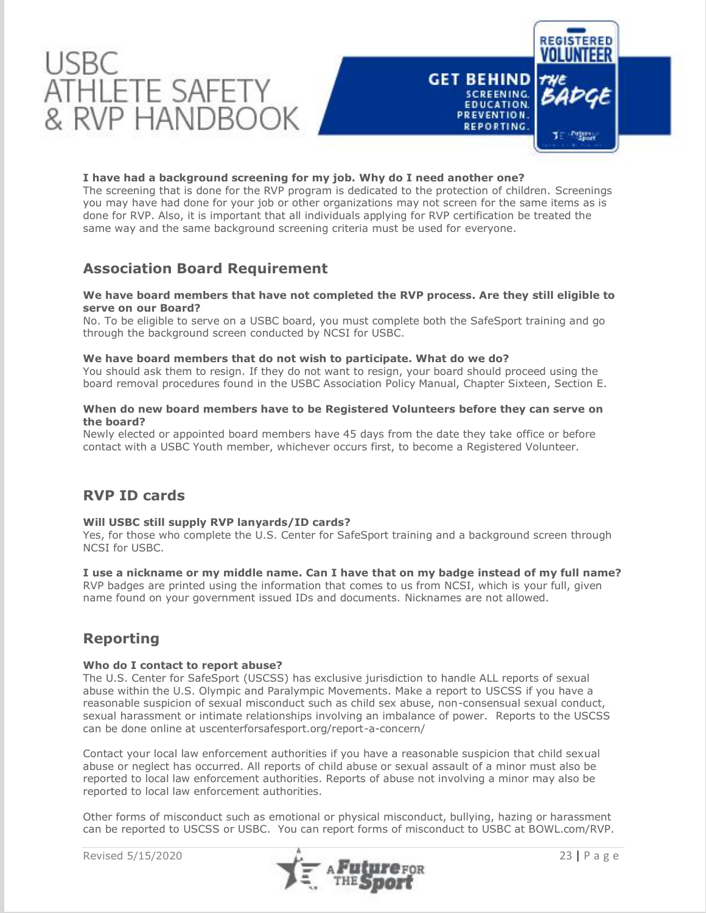**I have had a background screening for my job. Why do I need another one?**
The screening that is done for the RVP program is dedicated to the protection of children. Screenings you may have had done for your job or other organizations may not screen for the same items as is done for RVP. Also, it is important that all individuals applying for RVP certification be treated the same way and the same background screening criteria must be used for everyone.

## Association Board Requirement

**We have board members that have not completed the RVP process. Are they still eligible to serve on our Board?**
No. To be eligible to serve on a USBC board, you must complete both the SafeSport training and go through the background screen conducted by NCSI for USBC.

**We have board members that do not wish to participate. What do we do?**
You should ask them to resign. If they do not want to resign, your board should proceed using the board removal procedures found in the USBC Association Policy Manual, Chapter Sixteen, Section E.

**When do new board members have to be Registered Volunteers before they can serve on the board?**
Newly elected or appointed board members have 45 days from the date they take office or before contact with a USBC Youth member, whichever occurs first, to become a Registered Volunteer.

## RVP ID cards

**Will USBC still supply RVP lanyards/ID cards?**
Yes, for those who complete the U.S. Center for SafeSport training and a background screen through NCSI for USBC.

**I use a nickname or my middle name. Can I have that on my badge instead of my full name?**
RVP badges are printed using the information that comes to us from NCSI, which is your full, given name found on your government issued IDs and documents. Nicknames are not allowed.

## Reporting

**Who do I contact to report abuse?**
The U.S. Center for SafeSport (USCSS) has exclusive jurisdiction to handle ALL reports of sexual abuse within the U.S. Olympic and Paralympic Movements. Make a report to USCSS if you have a reasonable suspicion of sexual misconduct such as child sex abuse, non-consensual sexual conduct, sexual harassment or intimate relationships involving an imbalance of power. Reports to the USCSS can be done online at uscenterforsafesport.org/report-a-concern/

Contact your local law enforcement authorities if you have a reasonable suspicion that child sexual abuse or neglect has occurred. All reports of child abuse or sexual assault of a minor must also be reported to local law enforcement authorities. Reports of abuse not involving a minor may also be reported to local law enforcement authorities.

Other forms of misconduct such as emotional or physical misconduct, bullying, hazing or harassment can be reported to USCSS or USBC. You can report forms of misconduct to USBC at BOWL.com/RVP.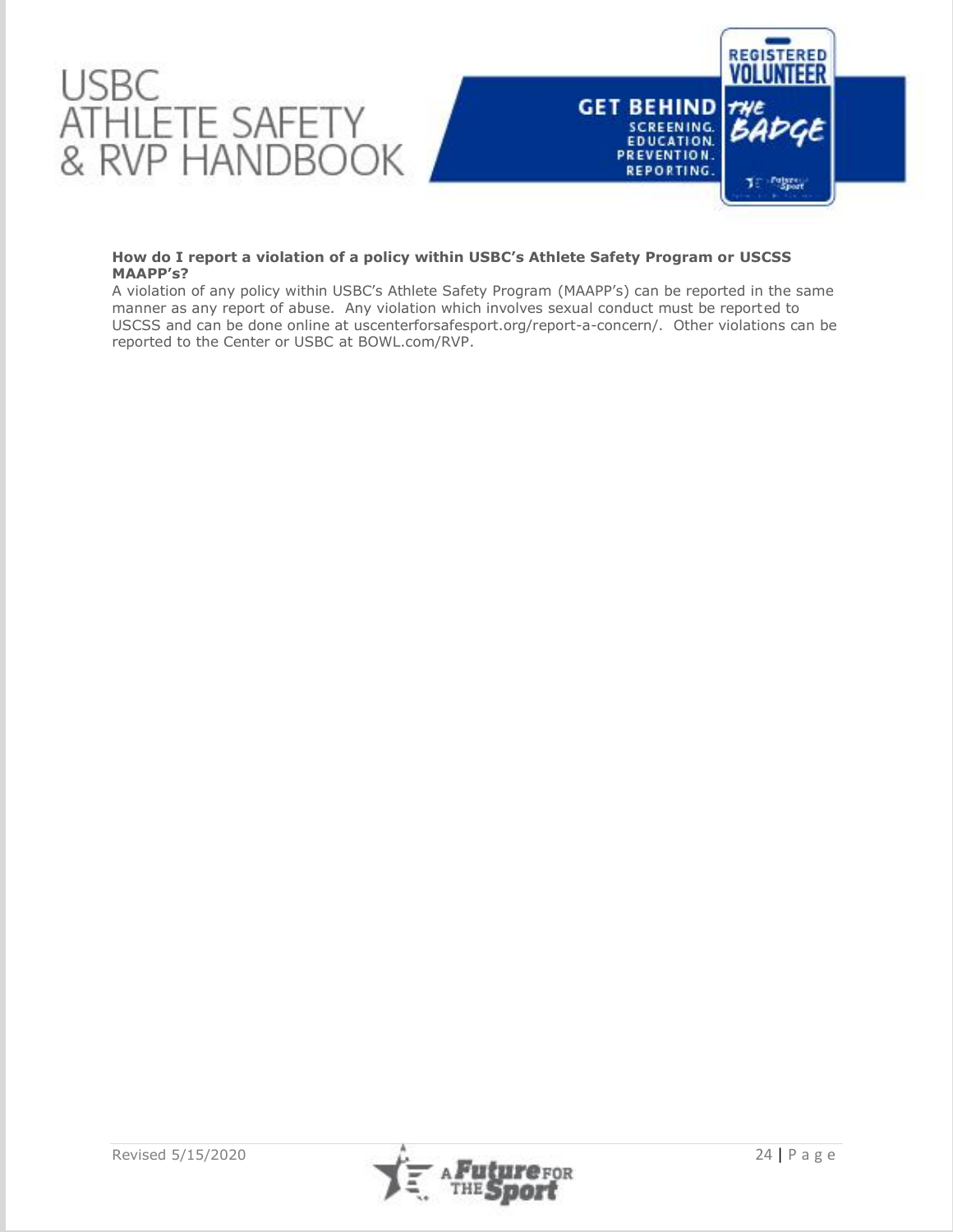**How do I report a violation of a policy within USBC's Athlete Safety Program or USCSS MAAPP's?**

A violation of any policy within USBC's Athlete Safety Program (MAAPP's) can be reported in the same manner as any report of abuse. Any violation which involves sexual conduct must be reported to USCSS and can be done online at uscenterforsafesport.org/report-a-concern/. Other violations can be reported to the Center or USBC at BOWL.com/RVP.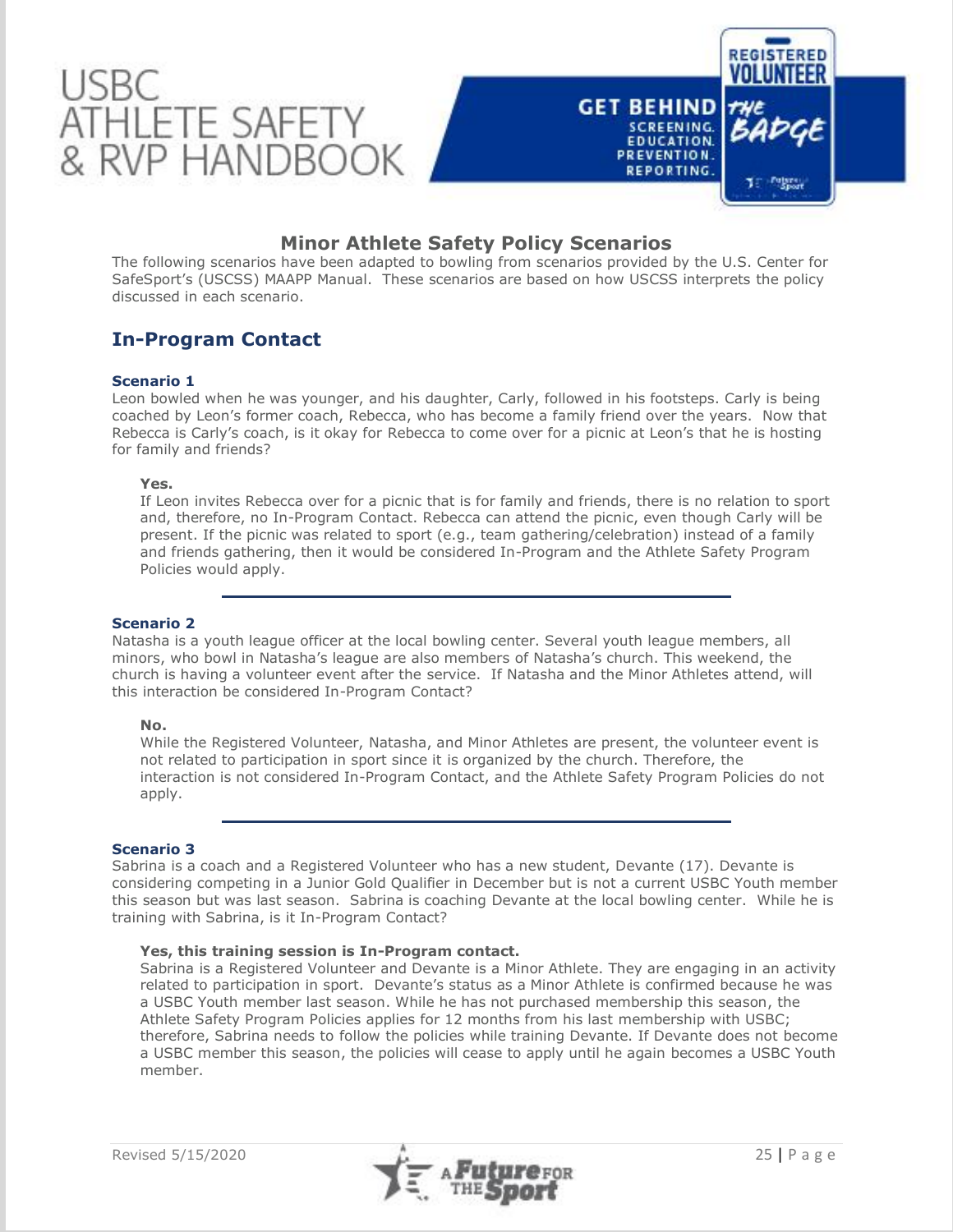## Minor Athlete Safety Policy Scenarios

The following scenarios have been adapted to bowling from scenarios provided by the U.S. Center for SafeSport's (USCSS) MAAPP Manual. These scenarios are based on how USCSS interprets the policy discussed in each scenario.

## In-Program Contact

### Scenario 1

Leon bowled when he was younger, and his daughter, Carly, followed in his footsteps. Carly is being coached by Leon's former coach, Rebecca, who has become a family friend over the years. Now that Rebecca is Carly's coach, is it okay for Rebecca to come over for a picnic at Leon's that he is hosting for family and friends?

**Yes.**

If Leon invites Rebecca over for a picnic that is for family and friends, there is no relation to sport and, therefore, no In-Program Contact. Rebecca can attend the picnic, even though Carly will be present. If the picnic was related to sport (e.g., team gathering/celebration) instead of a family and friends gathering, then it would be considered In-Program and the Athlete Safety Program Policies would apply.

---

### Scenario 2

Natasha is a youth league officer at the local bowling center. Several youth league members, all minors, who bowl in Natasha's league are also members of Natasha's church. This weekend, the church is having a volunteer event after the service. If Natasha and the Minor Athletes attend, will this interaction be considered In-Program Contact?

**No.**

While the Registered Volunteer, Natasha, and Minor Athletes are present, the volunteer event is not related to participation in sport since it is organized by the church. Therefore, the interaction is not considered In-Program Contact, and the Athlete Safety Program Policies do not apply.

---

### Scenario 3

Sabrina is a coach and a Registered Volunteer who has a new student, Devante (17). Devante is considering competing in a Junior Gold Qualifier in December but is not a current USBC Youth member this season but was last season. Sabrina is coaching Devante at the local bowling center. While he is training with Sabrina, is it In-Program Contact?

**Yes, this training session is In-Program contact.**

Sabrina is a Registered Volunteer and Devante is a Minor Athlete. They are engaging in an activity related to participation in sport. Devante's status as a Minor Athlete is confirmed because he was a USBC Youth member last season. While he has not purchased membership this season, the Athlete Safety Program Policies applies for 12 months from his last membership with USBC; therefore, Sabrina needs to follow the policies while training Devante. If Devante does not become a USBC member this season, the policies will cease to apply until he again becomes a USBC Youth member.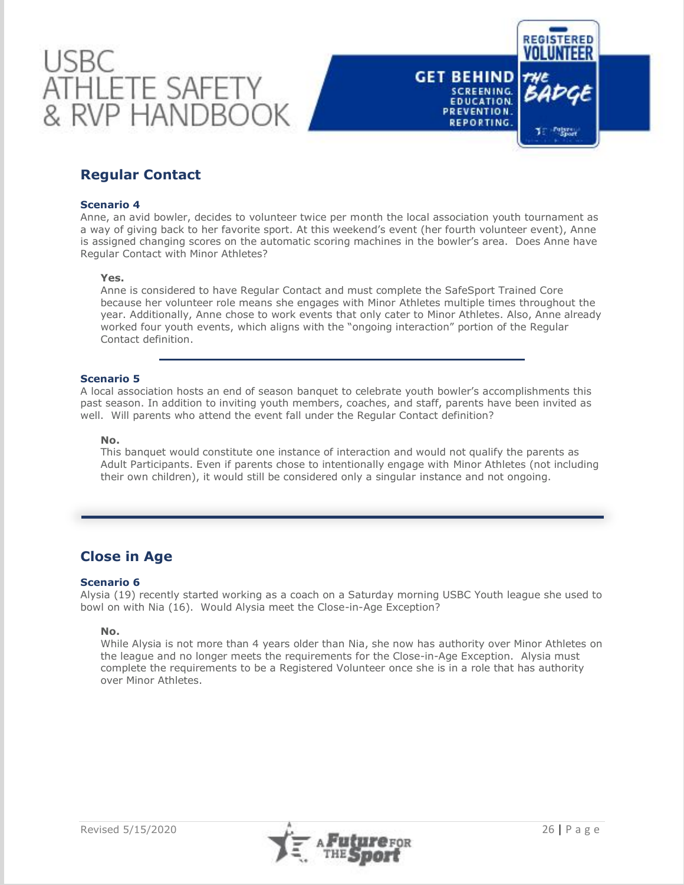## Regular Contact

### Scenario 4

Anne, an avid bowler, decides to volunteer twice per month the local association youth tournament as a way of giving back to her favorite sport. At this weekend's event (her fourth volunteer event), Anne is assigned changing scores on the automatic scoring machines in the bowler's area. Does Anne have Regular Contact with Minor Athletes?

**Yes.**

Anne is considered to have Regular Contact and must complete the SafeSport Trained Core because her volunteer role means she engages with Minor Athletes multiple times throughout the year. Additionally, Anne chose to work events that only cater to Minor Athletes. Also, Anne already worked four youth events, which aligns with the "ongoing interaction" portion of the Regular Contact definition.

---

### Scenario 5

A local association hosts an end of season banquet to celebrate youth bowler's accomplishments this past season. In addition to inviting youth members, coaches, and staff, parents have been invited as well. Will parents who attend the event fall under the Regular Contact definition?

**No.**

This banquet would constitute one instance of interaction and would not qualify the parents as Adult Participants. Even if parents chose to intentionally engage with Minor Athletes (not including their own children), it would still be considered only a singular instance and not ongoing.

---

## Close in Age

### Scenario 6

Alysia (19) recently started working as a coach on a Saturday morning USBC Youth league she used to bowl on with Nia (16). Would Alysia meet the Close-in-Age Exception?

**No.**

While Alysia is not more than 4 years older than Nia, she now has authority over Minor Athletes on the league and no longer meets the requirements for the Close-in-Age Exception. Alysia must complete the requirements to be a Registered Volunteer once she is in a role that has authority over Minor Athletes.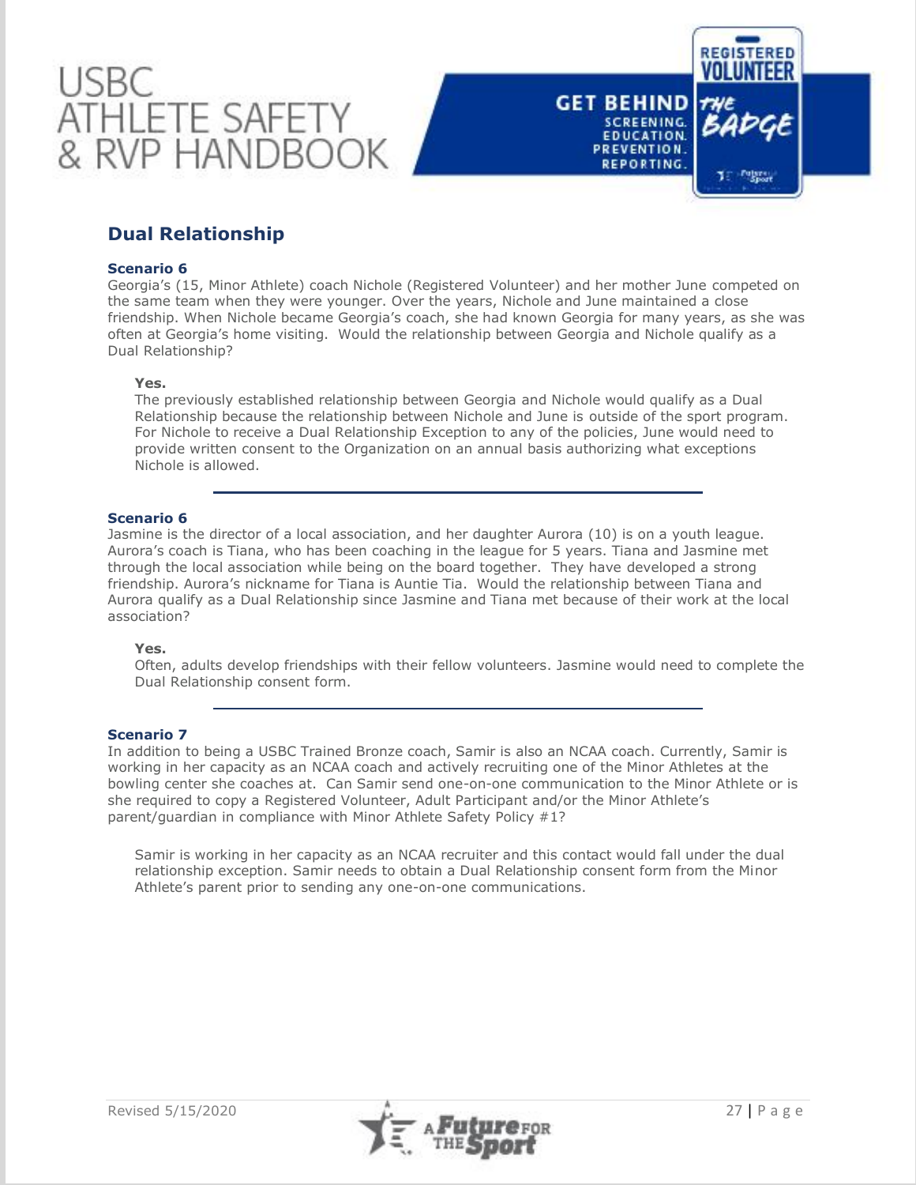## Dual Relationship

### Scenario 6

Georgia's (15, Minor Athlete) coach Nichole (Registered Volunteer) and her mother June competed on the same team when they were younger. Over the years, Nichole and June maintained a close friendship. When Nichole became Georgia's coach, she had known Georgia for many years, as she was often at Georgia's home visiting. Would the relationship between Georgia and Nichole qualify as a Dual Relationship?

**Yes.**

The previously established relationship between Georgia and Nichole would qualify as a Dual Relationship because the relationship between Nichole and June is outside of the sport program. For Nichole to receive a Dual Relationship Exception to any of the policies, June would need to provide written consent to the Organization on an annual basis authorizing what exceptions Nichole is allowed.

---

### Scenario 6

Jasmine is the director of a local association, and her daughter Aurora (10) is on a youth league. Aurora's coach is Tiana, who has been coaching in the league for 5 years. Tiana and Jasmine met through the local association while being on the board together. They have developed a strong friendship. Aurora's nickname for Tiana is Auntie Tia. Would the relationship between Tiana and Aurora qualify as a Dual Relationship since Jasmine and Tiana met because of their work at the local association?

**Yes.**

Often, adults develop friendships with their fellow volunteers. Jasmine would need to complete the Dual Relationship consent form.

---

### Scenario 7

In addition to being a USBC Trained Bronze coach, Samir is also an NCAA coach. Currently, Samir is working in her capacity as an NCAA coach and actively recruiting one of the Minor Athletes at the bowling center she coaches at. Can Samir send one-on-one communication to the Minor Athlete or is she required to copy a Registered Volunteer, Adult Participant and/or the Minor Athlete's parent/guardian in compliance with Minor Athlete Safety Policy #1?

Samir is working in her capacity as an NCAA recruiter and this contact would fall under the dual relationship exception. Samir needs to obtain a Dual Relationship consent form from the Minor Athlete's parent prior to sending any one-on-one communications.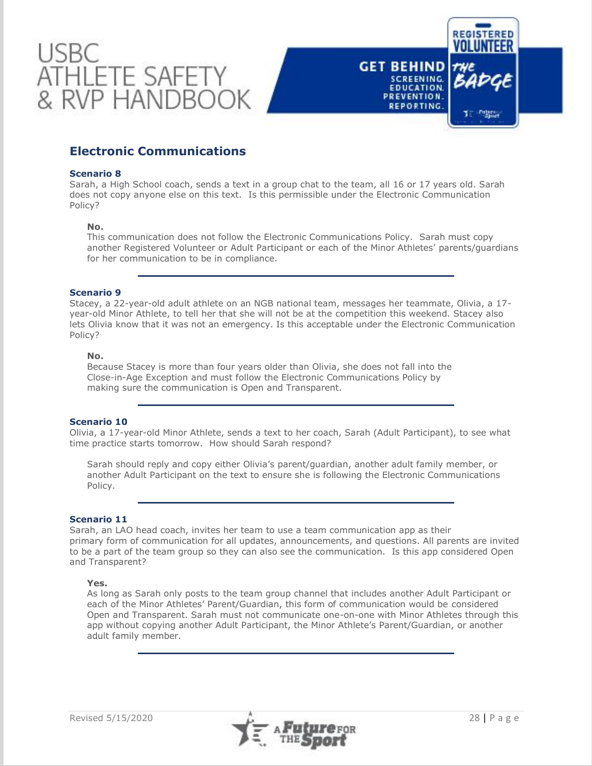## Electronic Communications

### Scenario 8

Sarah, a High School coach, sends a text in a group chat to the team, all 16 or 17 years old. Sarah does not copy anyone else on this text. Is this permissible under the Electronic Communication Policy?

**No.**
This communication does not follow the Electronic Communications Policy. Sarah must copy another Registered Volunteer or Adult Participant or each of the Minor Athletes' parents/guardians for her communication to be in compliance.

---

### Scenario 9

Stacey, a 22-year-old adult athlete on an NGB national team, messages her teammate, Olivia, a 17-year-old Minor Athlete, to tell her that she will not be at the competition this weekend. Stacey also lets Olivia know that it was not an emergency. Is this acceptable under the Electronic Communication Policy?

**No.**
Because Stacey is more than four years older than Olivia, she does not fall into the Close-in-Age Exception and must follow the Electronic Communications Policy by making sure the communication is Open and Transparent.

---

### Scenario 10

Olivia, a 17-year-old Minor Athlete, sends a text to her coach, Sarah (Adult Participant), to see what time practice starts tomorrow. How should Sarah respond?

Sarah should reply and copy either Olivia's parent/guardian, another adult family member, or another Adult Participant on the text to ensure she is following the Electronic Communications Policy.

---

### Scenario 11

Sarah, an LAO head coach, invites her team to use a team communication app as their primary form of communication for all updates, announcements, and questions. All parents are invited to be a part of the team group so they can also see the communication. Is this app considered Open and Transparent?

**Yes.**
As long as Sarah only posts to the team group channel that includes another Adult Participant or each of the Minor Athletes' Parent/Guardian, this form of communication would be considered Open and Transparent. Sarah must not communicate one-on-one with Minor Athletes through this app without copying another Adult Participant, the Minor Athlete's Parent/Guardian, or another adult family member.

---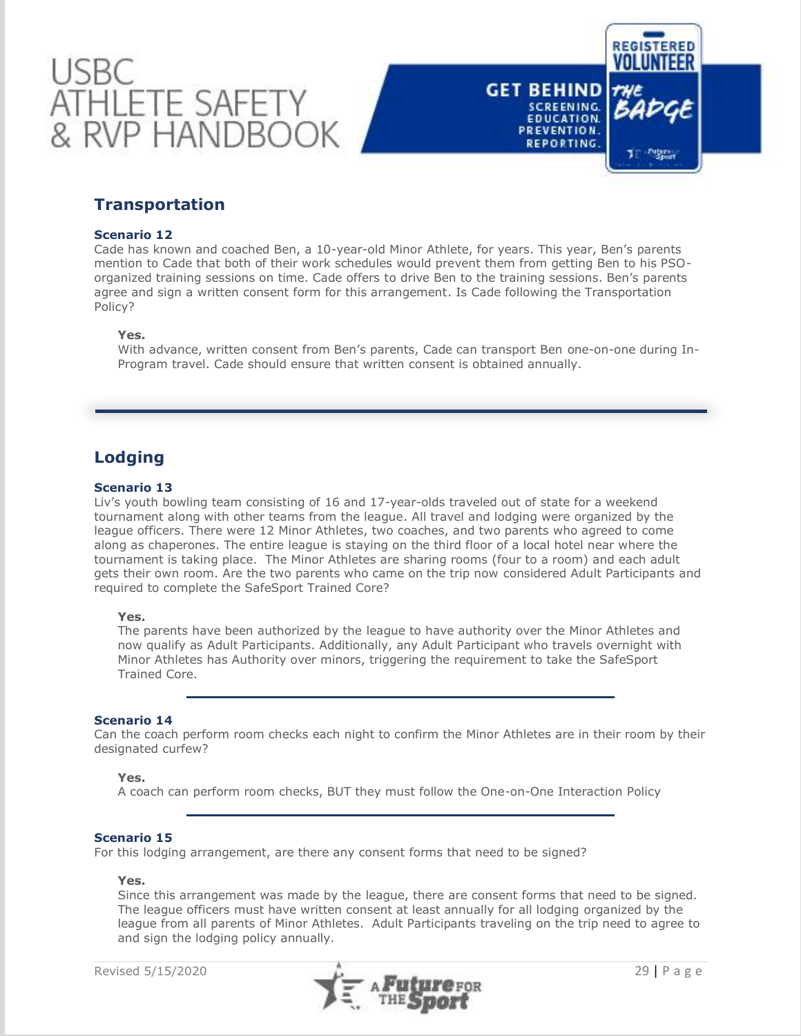## Transportation

### Scenario 12

Cade has known and coached Ben, a 10-year-old Minor Athlete, for years. This year, Ben's parents mention to Cade that both of their work schedules would prevent them from getting Ben to his PSO-organized training sessions on time. Cade offers to drive Ben to the training sessions. Ben's parents agree and sign a written consent form for this arrangement. Is Cade following the Transportation Policy?

> **Yes.**
> With advance, written consent from Ben's parents, Cade can transport Ben one-on-one during In-Program travel. Cade should ensure that written consent is obtained annually.

---

## Lodging

### Scenario 13

Liv's youth bowling team consisting of 16 and 17-year-olds traveled out of state for a weekend tournament along with other teams from the league. All travel and lodging were organized by the league officers. There were 12 Minor Athletes, two coaches, and two parents who agreed to come along as chaperones. The entire league is staying on the third floor of a local hotel near where the tournament is taking place. The Minor Athletes are sharing rooms (four to a room) and each adult gets their own room. Are the two parents who came on the trip now considered Adult Participants and required to complete the SafeSport Trained Core?

> **Yes.**
> The parents have been authorized by the league to have authority over the Minor Athletes and now qualify as Adult Participants. Additionally, any Adult Participant who travels overnight with Minor Athletes has Authority over minors, triggering the requirement to take the SafeSport Trained Core.

---

### Scenario 14

Can the coach perform room checks each night to confirm the Minor Athletes are in their room by their designated curfew?

> **Yes.**
> A coach can perform room checks, BUT they must follow the One-on-One Interaction Policy

---

### Scenario 15

For this lodging arrangement, are there any consent forms that need to be signed?

> **Yes.**
> Since this arrangement was made by the league, there are consent forms that need to be signed. The league officers must have written consent at least annually for all lodging organized by the league from all parents of Minor Athletes. Adult Participants traveling on the trip need to agree to and sign the lodging policy annually.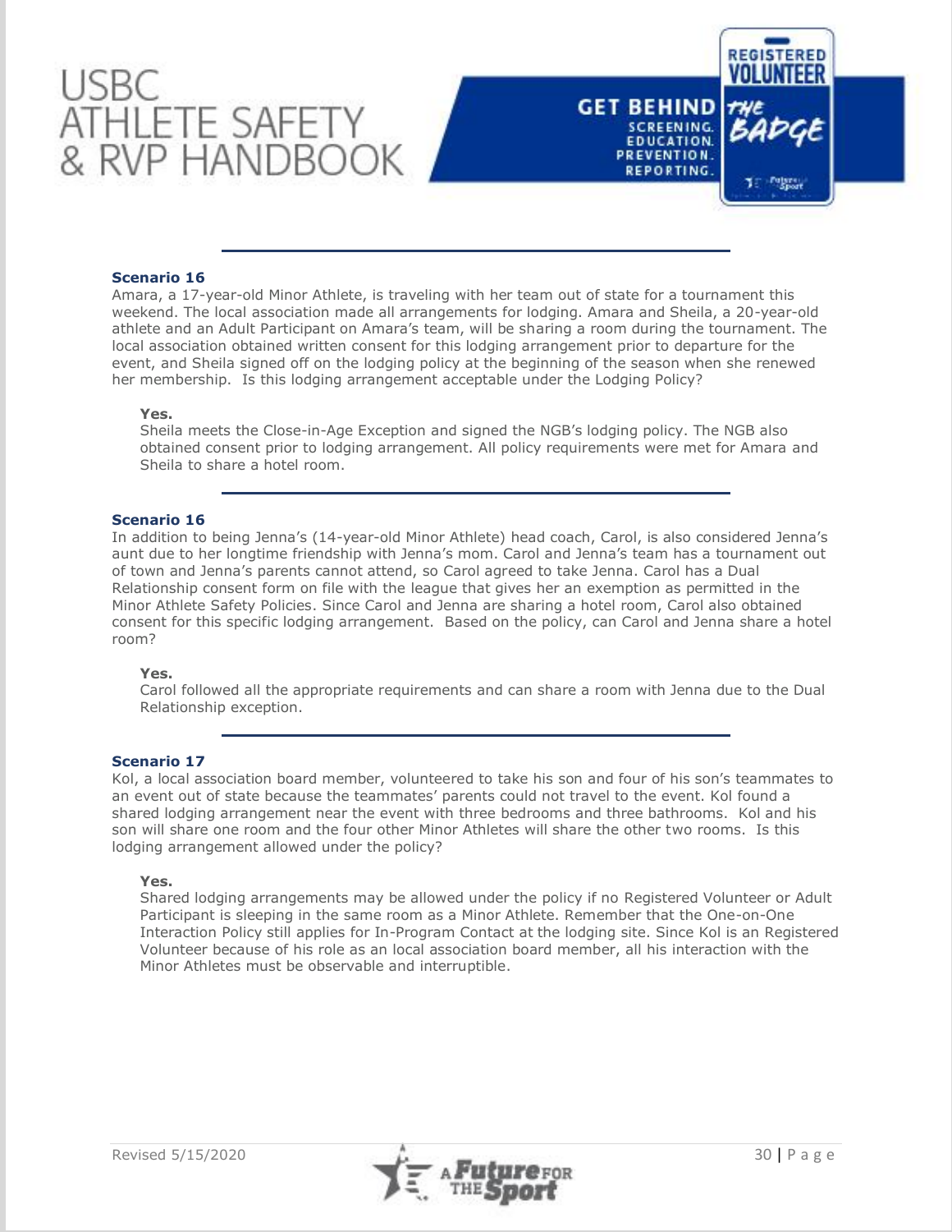### Scenario 16

Amara, a 17-year-old Minor Athlete, is traveling with her team out of state for a tournament this weekend. The local association made all arrangements for lodging. Amara and Sheila, a 20-year-old athlete and an Adult Participant on Amara's team, will be sharing a room during the tournament. The local association obtained written consent for this lodging arrangement prior to departure for the event, and Sheila signed off on the lodging policy at the beginning of the season when she renewed her membership. Is this lodging arrangement acceptable under the Lodging Policy?

**Yes.**
Sheila meets the Close-in-Age Exception and signed the NGB's lodging policy. The NGB also obtained consent prior to lodging arrangement. All policy requirements were met for Amara and Sheila to share a hotel room.

---

### Scenario 16

In addition to being Jenna's (14-year-old Minor Athlete) head coach, Carol, is also considered Jenna's aunt due to her longtime friendship with Jenna's mom. Carol and Jenna's team has a tournament out of town and Jenna's parents cannot attend, so Carol agreed to take Jenna. Carol has a Dual Relationship consent form on file with the league that gives her an exemption as permitted in the Minor Athlete Safety Policies. Since Carol and Jenna are sharing a hotel room, Carol also obtained consent for this specific lodging arrangement. Based on the policy, can Carol and Jenna share a hotel room?

**Yes.**
Carol followed all the appropriate requirements and can share a room with Jenna due to the Dual Relationship exception.

---

### Scenario 17

Kol, a local association board member, volunteered to take his son and four of his son's teammates to an event out of state because the teammates' parents could not travel to the event. Kol found a shared lodging arrangement near the event with three bedrooms and three bathrooms. Kol and his son will share one room and the four other Minor Athletes will share the other two rooms. Is this lodging arrangement allowed under the policy?

**Yes.**
Shared lodging arrangements may be allowed under the policy if no Registered Volunteer or Adult Participant is sleeping in the same room as a Minor Athlete. Remember that the One-on-One Interaction Policy still applies for In-Program Contact at the lodging site. Since Kol is an Registered Volunteer because of his role as an local association board member, all his interaction with the Minor Athletes must be observable and interruptible.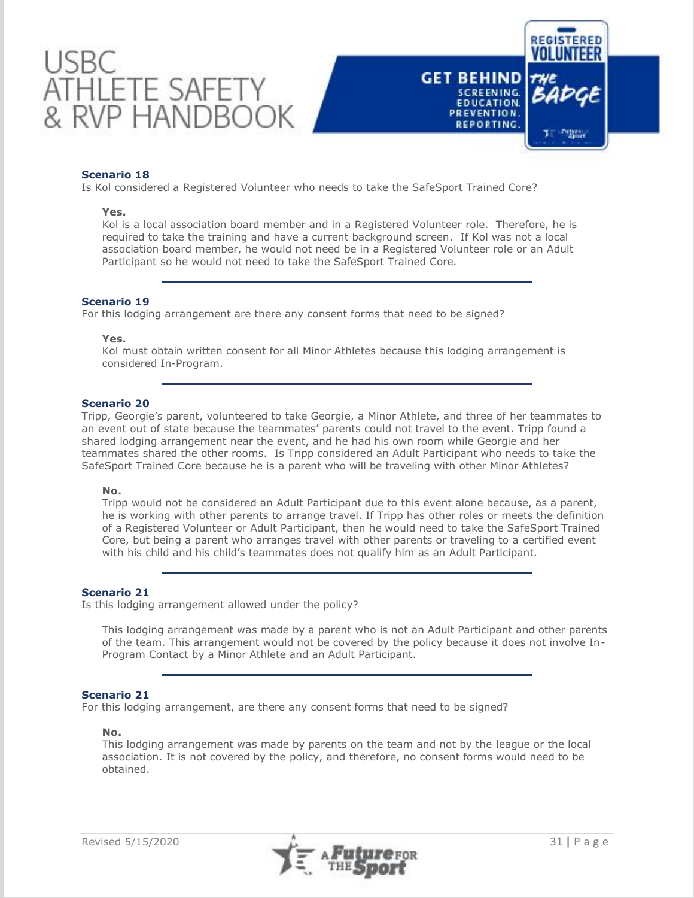### Scenario 18

Is Kol considered a Registered Volunteer who needs to take the SafeSport Trained Core?

**Yes.**
Kol is a local association board member and in a Registered Volunteer role. Therefore, he is required to take the training and have a current background screen. If Kol was not a local association board member, he would not need be in a Registered Volunteer role or an Adult Participant so he would not need to take the SafeSport Trained Core.

---

### Scenario 19

For this lodging arrangement are there any consent forms that need to be signed?

**Yes.**
Kol must obtain written consent for all Minor Athletes because this lodging arrangement is considered In-Program.

---

### Scenario 20

Tripp, Georgie's parent, volunteered to take Georgie, a Minor Athlete, and three of her teammates to an event out of state because the teammates' parents could not travel to the event. Tripp found a shared lodging arrangement near the event, and he had his own room while Georgie and her teammates shared the other rooms. Is Tripp considered an Adult Participant who needs to take the SafeSport Trained Core because he is a parent who will be traveling with other Minor Athletes?

**No.**
Tripp would not be considered an Adult Participant due to this event alone because, as a parent, he is working with other parents to arrange travel. If Tripp has other roles or meets the definition of a Registered Volunteer or Adult Participant, then he would need to take the SafeSport Trained Core, but being a parent who arranges travel with other parents or traveling to a certified event with his child and his child's teammates does not qualify him as an Adult Participant.

---

### Scenario 21

Is this lodging arrangement allowed under the policy?

This lodging arrangement was made by a parent who is not an Adult Participant and other parents of the team. This arrangement would not be covered by the policy because it does not involve In-Program Contact by a Minor Athlete and an Adult Participant.

---

### Scenario 21

For this lodging arrangement, are there any consent forms that need to be signed?

**No.**
This lodging arrangement was made by parents on the team and not by the league or the local association. It is not covered by the policy, and therefore, no consent forms would need to be obtained.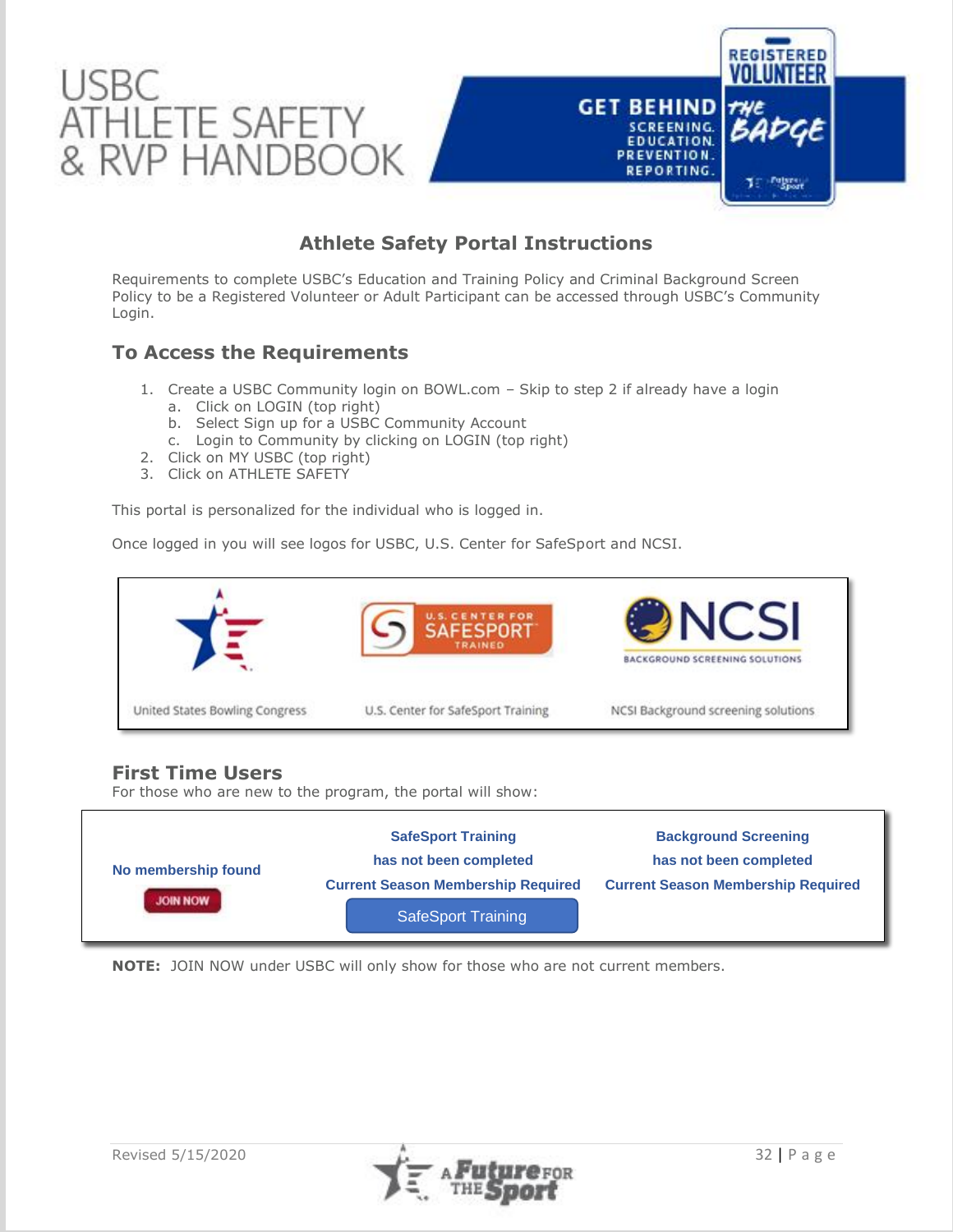# USBC ATHLETE SAFETY & RVP HANDBOOK

## Athlete Safety Portal Instructions

Requirements to complete USBC's Education and Training Policy and Criminal Background Screen Policy to be a Registered Volunteer or Adult Participant can be accessed through USBC's Community Login.

### To Access the Requirements

1. Create a USBC Community login on BOWL.com – Skip to step 2 if already have a login
   a. Click on LOGIN (top right)
   b. Select Sign up for a USBC Community Account
   c. Login to Community by clicking on LOGIN (top right)
2. Click on MY USBC (top right)
3. Click on ATHLETE SAFETY

This portal is personalized for the individual who is logged in.

Once logged in you will see logos for USBC, U.S. Center for SafeSport and NCSI.

| United States Bowling Congress | U.S. Center for SafeSport Training | NCSI Background screening solutions |
|---|---|---|

### First Time Users

For those who are new to the program, the portal will show:

| No membership found | SafeSport Training has not been completed | Background Screening has not been completed |
|---|---|---|
| JOIN NOW | Current Season Membership Required | Current Season Membership Required |
| | SafeSport Training | |

**NOTE:** JOIN NOW under USBC will only show for those who are not current members.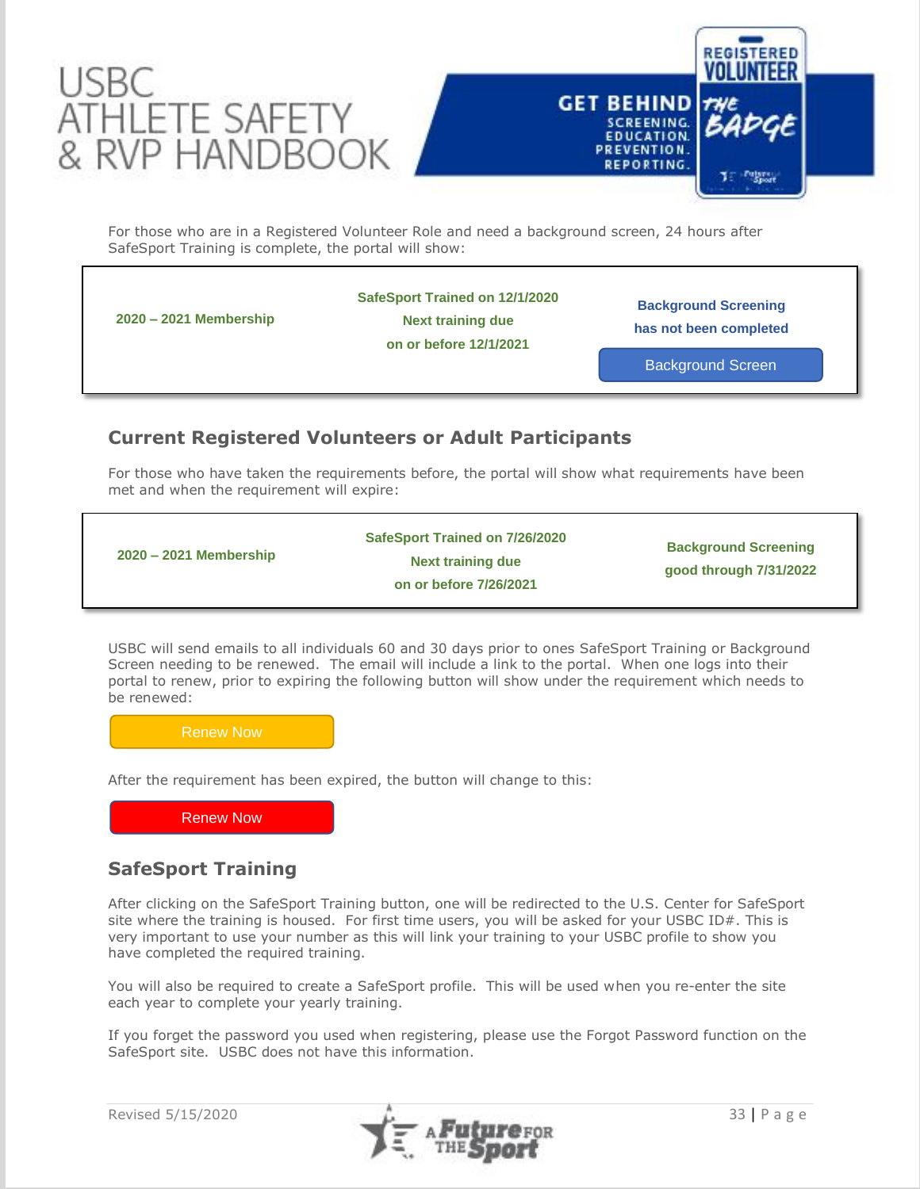For those who are in a Registered Volunteer Role and need a background screen, 24 hours after SafeSport Training is complete, the portal will show:

| 2020 – 2021 Membership | SafeSport Trained on 12/1/2020<br>Next training due<br>on or before 12/1/2021 | Background Screening<br>has not been completed<br>Background Screen |
|---|---|---|

## Current Registered Volunteers or Adult Participants

For those who have taken the requirements before, the portal will show what requirements have been met and when the requirement will expire:

| 2020 – 2021 Membership | SafeSport Trained on 7/26/2020<br>Next training due<br>on or before 7/26/2021 | Background Screening<br>good through 7/31/2022 |
|---|---|---|

USBC will send emails to all individuals 60 and 30 days prior to ones SafeSport Training or Background Screen needing to be renewed. The email will include a link to the portal. When one logs into their portal to renew, prior to expiring the following button will show under the requirement which needs to be renewed:

Renew Now

After the requirement has been expired, the button will change to this:

Renew Now

## SafeSport Training

After clicking on the SafeSport Training button, one will be redirected to the U.S. Center for SafeSport site where the training is housed. For first time users, you will be asked for your USBC ID#. This is very important to use your number as this will link your training to your USBC profile to show you have completed the required training.

You will also be required to create a SafeSport profile. This will be used when you re-enter the site each year to complete your yearly training.

If you forget the password you used when registering, please use the Forgot Password function on the SafeSport site. USBC does not have this information.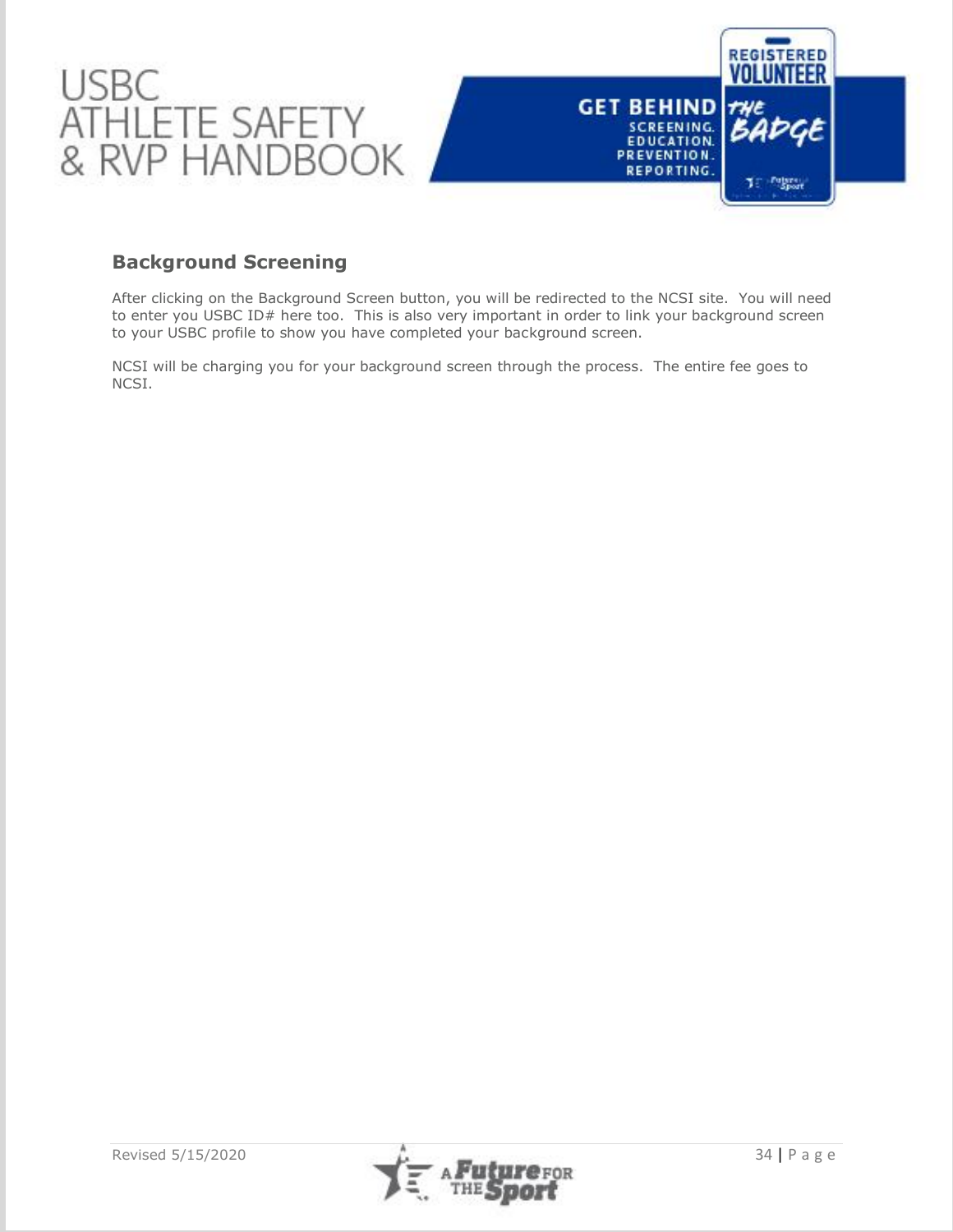## Background Screening

After clicking on the Background Screen button, you will be redirected to the NCSI site. You will need to enter you USBC ID# here too. This is also very important in order to link your background screen to your USBC profile to show you have completed your background screen.

NCSI will be charging you for your background screen through the process. The entire fee goes to NCSI.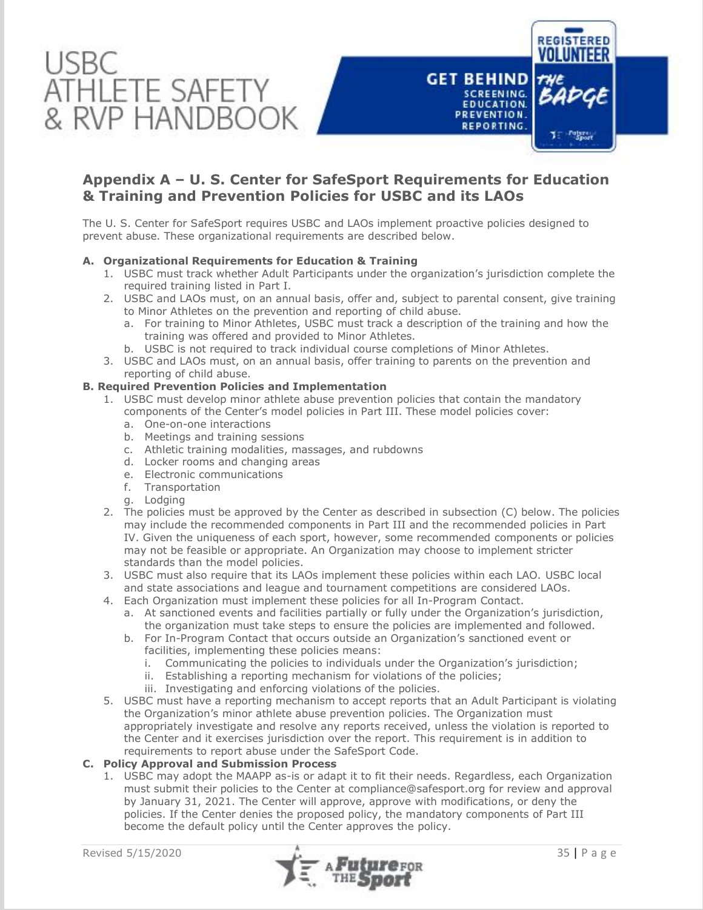## Appendix A – U. S. Center for SafeSport Requirements for Education & Training and Prevention Policies for USBC and its LAOs

The U. S. Center for SafeSport requires USBC and LAOs implement proactive policies designed to prevent abuse. These organizational requirements are described below.

**A. Organizational Requirements for Education & Training**

1. USBC must track whether Adult Participants under the organization's jurisdiction complete the required training listed in Part I.
2. USBC and LAOs must, on an annual basis, offer and, subject to parental consent, give training to Minor Athletes on the prevention and reporting of child abuse.
   a. For training to Minor Athletes, USBC must track a description of the training and how the training was offered and provided to Minor Athletes.
   b. USBC is not required to track individual course completions of Minor Athletes.
3. USBC and LAOs must, on an annual basis, offer training to parents on the prevention and reporting of child abuse.

**B. Required Prevention Policies and Implementation**

1. USBC must develop minor athlete abuse prevention policies that contain the mandatory components of the Center's model policies in Part III. These model policies cover:
   a. One-on-one interactions
   b. Meetings and training sessions
   c. Athletic training modalities, massages, and rubdowns
   d. Locker rooms and changing areas
   e. Electronic communications
   f. Transportation
   g. Lodging
2. The policies must be approved by the Center as described in subsection (C) below. The policies may include the recommended components in Part III and the recommended policies in Part IV. Given the uniqueness of each sport, however, some recommended components or policies may not be feasible or appropriate. An Organization may choose to implement stricter standards than the model policies.
3. USBC must also require that its LAOs implement these policies within each LAO. USBC local and state associations and league and tournament competitions are considered LAOs.
4. Each Organization must implement these policies for all In-Program Contact.
   a. At sanctioned events and facilities partially or fully under the Organization's jurisdiction, the organization must take steps to ensure the policies are implemented and followed.
   b. For In-Program Contact that occurs outside an Organization's sanctioned event or facilities, implementing these policies means:
      i. Communicating the policies to individuals under the Organization's jurisdiction;
      ii. Establishing a reporting mechanism for violations of the policies;
      iii. Investigating and enforcing violations of the policies.
5. USBC must have a reporting mechanism to accept reports that an Adult Participant is violating the Organization's minor athlete abuse prevention policies. The Organization must appropriately investigate and resolve any reports received, unless the violation is reported to the Center and it exercises jurisdiction over the report. This requirement is in addition to requirements to report abuse under the SafeSport Code.

**C. Policy Approval and Submission Process**

1. USBC may adopt the MAAPP as-is or adapt it to fit their needs. Regardless, each Organization must submit their policies to the Center at compliance@safesport.org for review and approval by January 31, 2021. The Center will approve, approve with modifications, or deny the policies. If the Center denies the proposed policy, the mandatory components of Part III become the default policy until the Center approves the policy.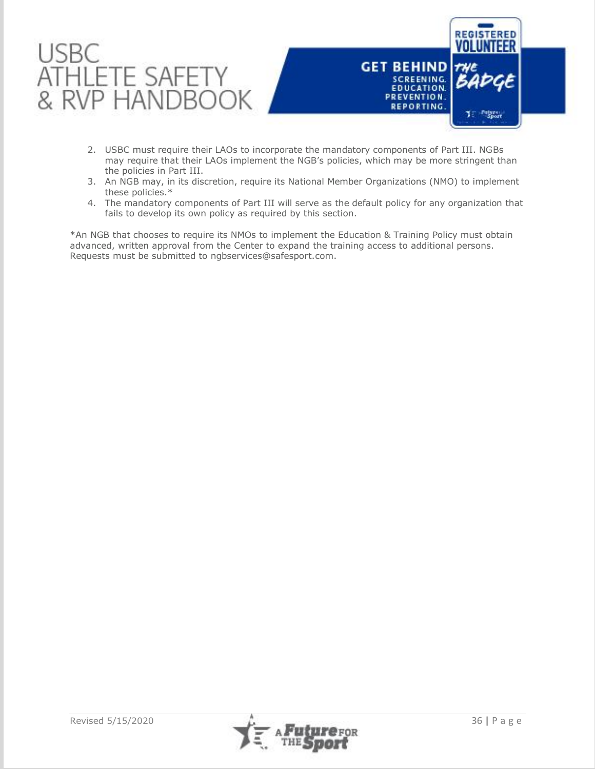2. USBC must require their LAOs to incorporate the mandatory components of Part III. NGBs may require that their LAOs implement the NGB's policies, which may be more stringent than the policies in Part III.
3. An NGB may, in its discretion, require its National Member Organizations (NMO) to implement these policies.*
4. The mandatory components of Part III will serve as the default policy for any organization that fails to develop its own policy as required by this section.

*An NGB that chooses to require its NMOs to implement the Education & Training Policy must obtain advanced, written approval from the Center to expand the training access to additional persons. Requests must be submitted to ngbservices@safesport.com.